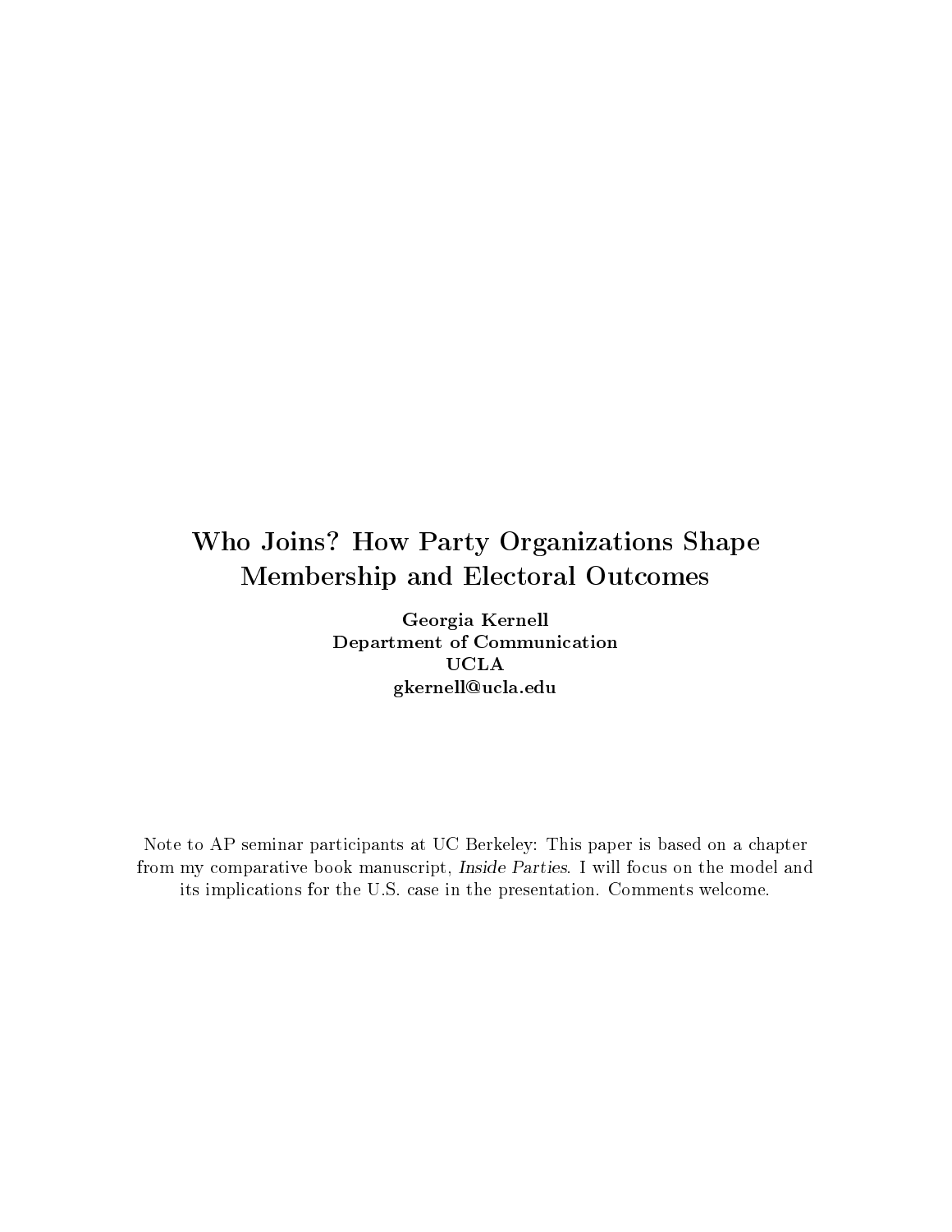# Who Joins? How Party Organizations Shape Membership and Electoral Outcomes

**Georgia Kernell**
**Department of Communication**
**UCLA**
**gkernell@ucla.edu**

Note to AP seminar participants at UC Berkeley: This paper is based on a chapter from my comparative book manuscript, *Inside Parties*. I will focus on the model and its implications for the U.S. case in the presentation. Comments welcome.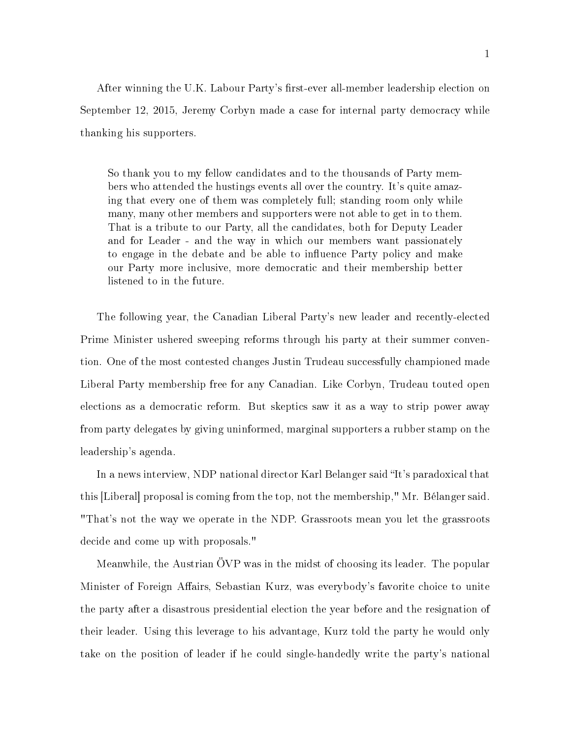After winning the U.K. Labour Party's first-ever all-member leadership election on September 12, 2015, Jeremy Corbyn made a case for internal party democracy while thanking his supporters.

> So thank you to my fellow candidates and to the thousands of Party members who attended the hustings events all over the country. It's quite amazing that every one of them was completely full; standing room only while many, many other members and supporters were not able to get in to them. That is a tribute to our Party, all the candidates, both for Deputy Leader and for Leader - and the way in which our members want passionately to engage in the debate and be able to influence Party policy and make our Party more inclusive, more democratic and their membership better listened to in the future.

The following year, the Canadian Liberal Party's new leader and recently-elected Prime Minister ushered sweeping reforms through his party at their summer convention. One of the most contested changes Justin Trudeau successfully championed made Liberal Party membership free for any Canadian. Like Corbyn, Trudeau touted open elections as a democratic reform. But skeptics saw it as a way to strip power away from party delegates by giving uninformed, marginal supporters a rubber stamp on the leadership's agenda.

In a news interview, NDP national director Karl Belanger said "It's paradoxical that this [Liberal] proposal is coming from the top, not the membership," Mr. Bélanger said. "That's not the way we operate in the NDP. Grassroots mean you let the grassroots decide and come up with proposals."

Meanwhile, the Austrian ÖVP was in the midst of choosing its leader. The popular Minister of Foreign Affairs, Sebastian Kurz, was everybody's favorite choice to unite the party after a disastrous presidential election the year before and the resignation of their leader. Using this leverage to his advantage, Kurz told the party he would only take on the position of leader if he could single-handedly write the party's national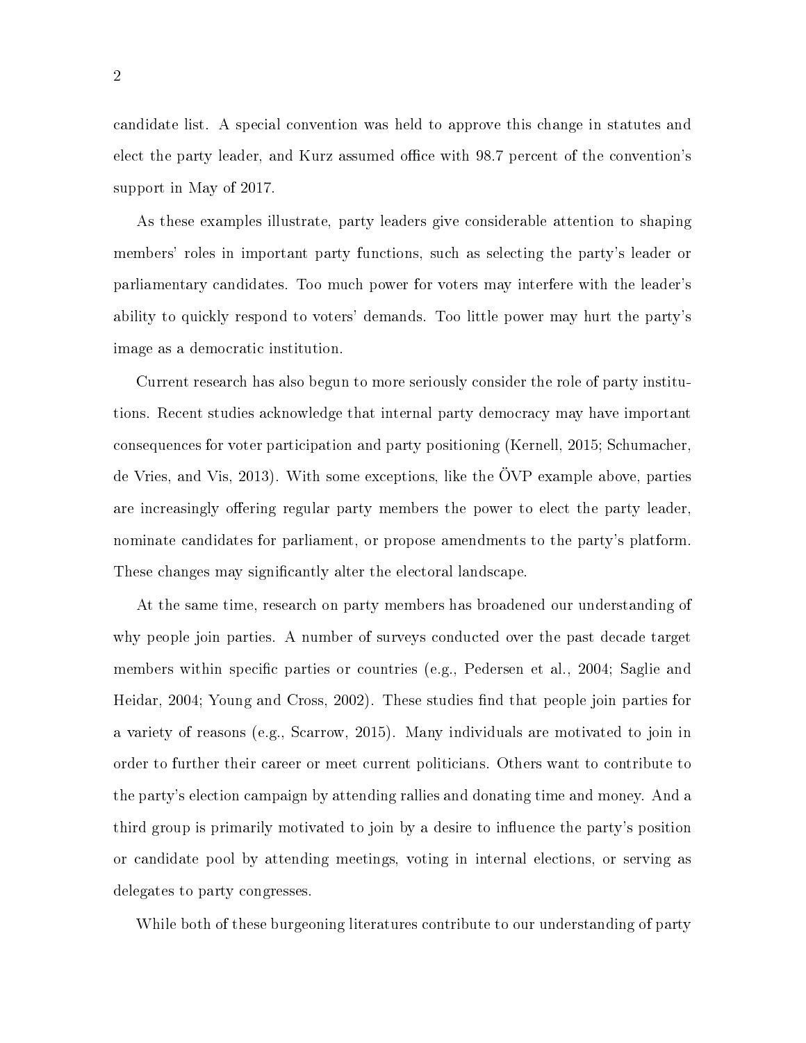candidate list. A special convention was held to approve this change in statutes and elect the party leader, and Kurz assumed office with 98.7 percent of the convention's support in May of 2017.

As these examples illustrate, party leaders give considerable attention to shaping members' roles in important party functions, such as selecting the party's leader or parliamentary candidates. Too much power for voters may interfere with the leader's ability to quickly respond to voters' demands. Too little power may hurt the party's image as a democratic institution.

Current research has also begun to more seriously consider the role of party institutions. Recent studies acknowledge that internal party democracy may have important consequences for voter participation and party positioning (Kernell, 2015; Schumacher, de Vries, and Vis, 2013). With some exceptions, like the ÖVP example above, parties are increasingly offering regular party members the power to elect the party leader, nominate candidates for parliament, or propose amendments to the party's platform. These changes may significantly alter the electoral landscape.

At the same time, research on party members has broadened our understanding of why people join parties. A number of surveys conducted over the past decade target members within specific parties or countries (e.g., Pedersen et al., 2004; Saglie and Heidar, 2004; Young and Cross, 2002). These studies find that people join parties for a variety of reasons (e.g., Scarrow, 2015). Many individuals are motivated to join in order to further their career or meet current politicians. Others want to contribute to the party's election campaign by attending rallies and donating time and money. And a third group is primarily motivated to join by a desire to influence the party's position or candidate pool by attending meetings, voting in internal elections, or serving as delegates to party congresses.

While both of these burgeoning literatures contribute to our understanding of party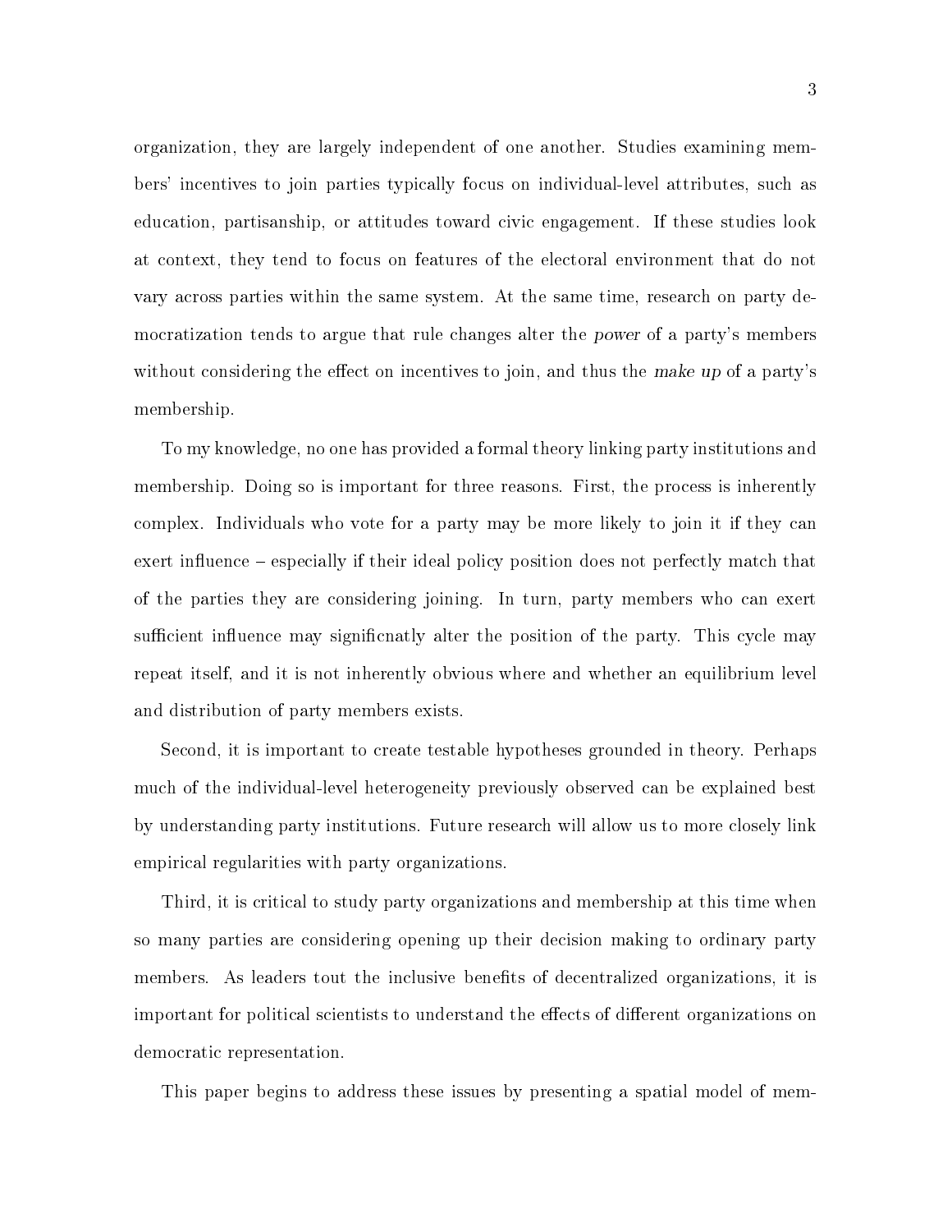organization, they are largely independent of one another. Studies examining members' incentives to join parties typically focus on individual-level attributes, such as education, partisanship, or attitudes toward civic engagement. If these studies look at context, they tend to focus on features of the electoral environment that do not vary across parties within the same system. At the same time, research on party democratization tends to argue that rule changes alter the *power* of a party's members without considering the effect on incentives to join, and thus the *make up* of a party's membership.

To my knowledge, no one has provided a formal theory linking party institutions and membership. Doing so is important for three reasons. First, the process is inherently complex. Individuals who vote for a party may be more likely to join it if they can exert influence – especially if their ideal policy position does not perfectly match that of the parties they are considering joining. In turn, party members who can exert sufficient influence may signficnatly alter the position of the party. This cycle may repeat itself, and it is not inherently obvious where and whether an equilibrium level and distribution of party members exists.

Second, it is important to create testable hypotheses grounded in theory. Perhaps much of the individual-level heterogeneity previously observed can be explained best by understanding party institutions. Future research will allow us to more closely link empirical regularities with party organizations.

Third, it is critical to study party organizations and membership at this time when so many parties are considering opening up their decision making to ordinary party members. As leaders tout the inclusive benefits of decentralized organizations, it is important for political scientists to understand the effects of different organizations on democratic representation.

This paper begins to address these issues by presenting a spatial model of mem-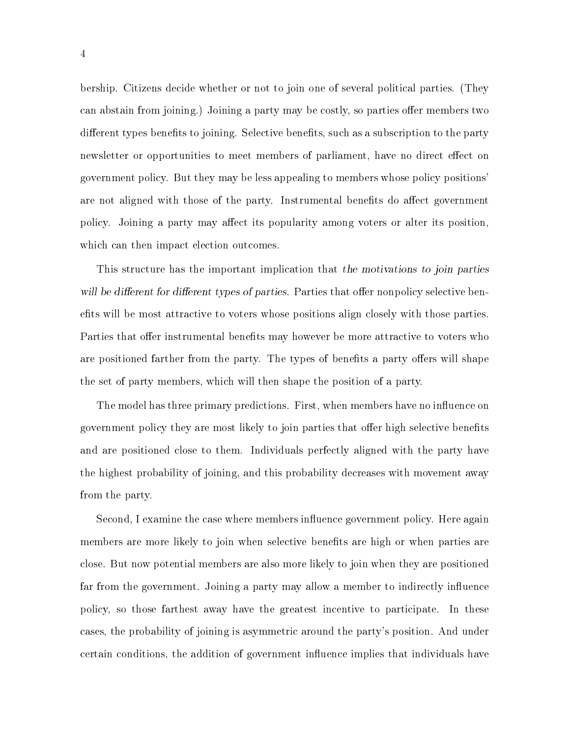bership. Citizens decide whether or not to join one of several political parties. (They can abstain from joining.) Joining a party may be costly, so parties offer members two different types benefits to joining. Selective benefits, such as a subscription to the party newsletter or opportunities to meet members of parliament, have no direct effect on government policy. But they may be less appealing to members whose policy positions' are not aligned with those of the party. Instrumental benefits do affect government policy. Joining a party may affect its popularity among voters or alter its position, which can then impact election outcomes.

This structure has the important implication that *the motivations to join parties will be different for different types of parties*. Parties that offer nonpolicy selective benefits will be most attractive to voters whose positions align closely with those parties. Parties that offer instrumental benefits may however be more attractive to voters who are positioned farther from the party. The types of benefits a party offers will shape the set of party members, which will then shape the position of a party.

The model has three primary predictions. First, when members have no influence on government policy they are most likely to join parties that offer high selective benefits and are positioned close to them. Individuals perfectly aligned with the party have the highest probability of joining, and this probability decreases with movement away from the party.

Second, I examine the case where members influence government policy. Here again members are more likely to join when selective benefits are high or when parties are close. But now potential members are also more likely to join when they are positioned far from the government. Joining a party may allow a member to indirectly influence policy, so those farthest away have the greatest incentive to participate. In these cases, the probability of joining is asymmetric around the party's position. And under certain conditions, the addition of government influence implies that individuals have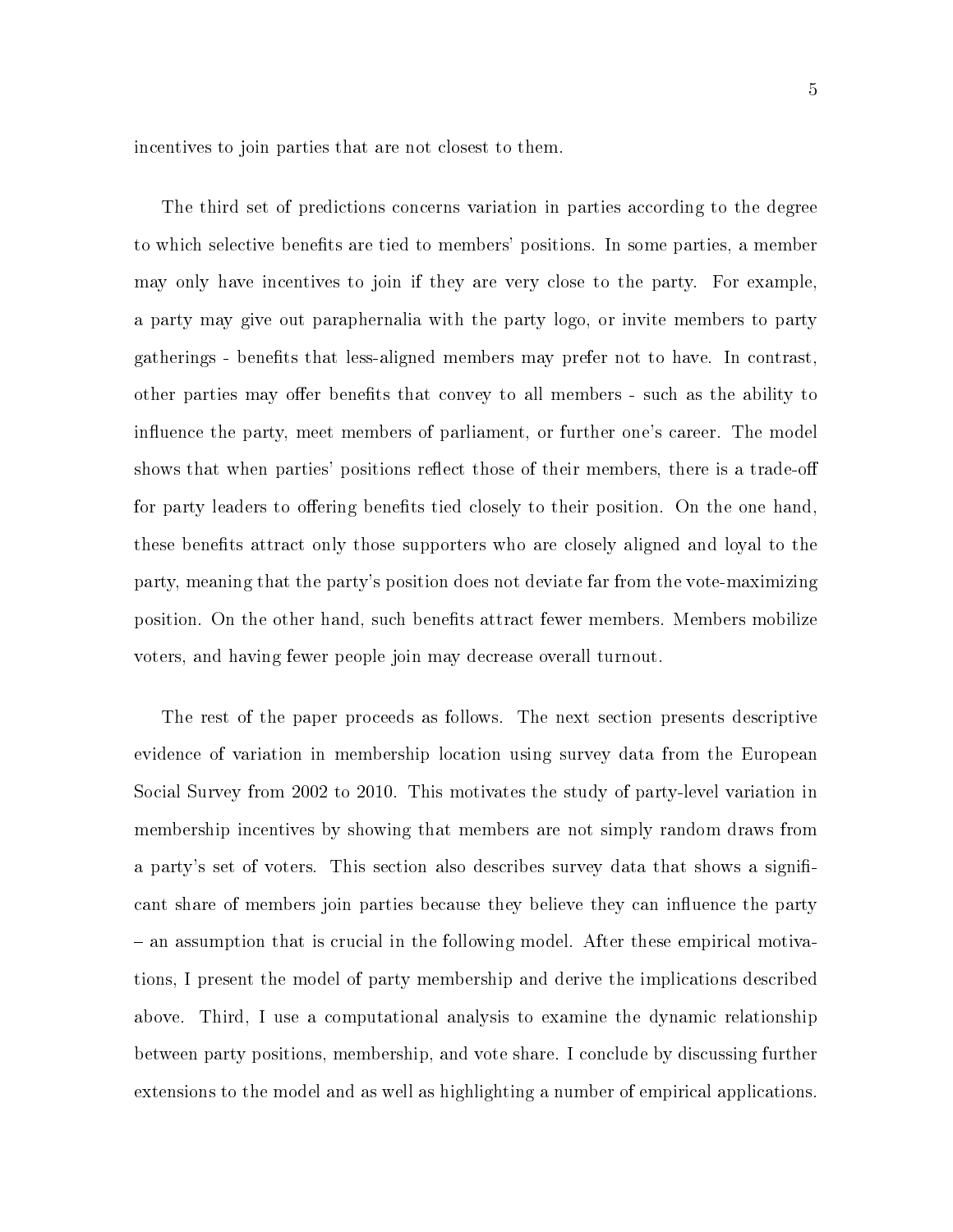incentives to join parties that are not closest to them.

The third set of predictions concerns variation in parties according to the degree to which selective benefits are tied to members' positions. In some parties, a member may only have incentives to join if they are very close to the party. For example, a party may give out paraphernalia with the party logo, or invite members to party gatherings - benefits that less-aligned members may prefer not to have. In contrast, other parties may offer benefits that convey to all members - such as the ability to influence the party, meet members of parliament, or further one's career. The model shows that when parties' positions reflect those of their members, there is a trade-off for party leaders to offering benefits tied closely to their position. On the one hand, these benefits attract only those supporters who are closely aligned and loyal to the party, meaning that the party's position does not deviate far from the vote-maximizing position. On the other hand, such benefits attract fewer members. Members mobilize voters, and having fewer people join may decrease overall turnout.

The rest of the paper proceeds as follows. The next section presents descriptive evidence of variation in membership location using survey data from the European Social Survey from 2002 to 2010. This motivates the study of party-level variation in membership incentives by showing that members are not simply random draws from a party's set of voters. This section also describes survey data that shows a significant share of members join parties because they believe they can influence the party – an assumption that is crucial in the following model. After these empirical motivations, I present the model of party membership and derive the implications described above. Third, I use a computational analysis to examine the dynamic relationship between party positions, membership, and vote share. I conclude by discussing further extensions to the model and as well as highlighting a number of empirical applications.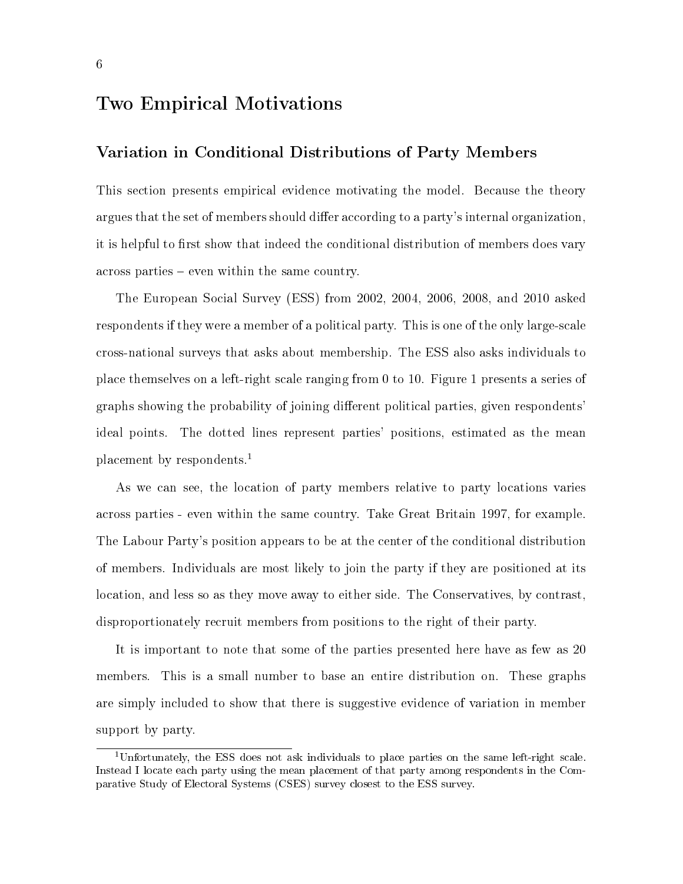# Two Empirical Motivations

## Variation in Conditional Distributions of Party Members

This section presents empirical evidence motivating the model. Because the theory argues that the set of members should differ according to a party's internal organization, it is helpful to first show that indeed the conditional distribution of members does vary across parties – even within the same country.

The European Social Survey (ESS) from 2002, 2004, 2006, 2008, and 2010 asked respondents if they were a member of a political party. This is one of the only large-scale cross-national surveys that asks about membership. The ESS also asks individuals to place themselves on a left-right scale ranging from 0 to 10. Figure 1 presents a series of graphs showing the probability of joining different political parties, given respondents' ideal points. The dotted lines represent parties' positions, estimated as the mean placement by respondents.[1]

As we can see, the location of party members relative to party locations varies across parties - even within the same country. Take Great Britain 1997, for example. The Labour Party's position appears to be at the center of the conditional distribution of members. Individuals are most likely to join the party if they are positioned at its location, and less so as they move away to either side. The Conservatives, by contrast, disproportionately recruit members from positions to the right of their party.

It is important to note that some of the parties presented here have as few as 20 members. This is a small number to base an entire distribution on. These graphs are simply included to show that there is suggestive evidence of variation in member support by party.

[1] Unfortunately, the ESS does not ask individuals to place parties on the same left-right scale. Instead I locate each party using the mean placement of that party among respondents in the Comparative Study of Electoral Systems (CSES) survey closest to the ESS survey.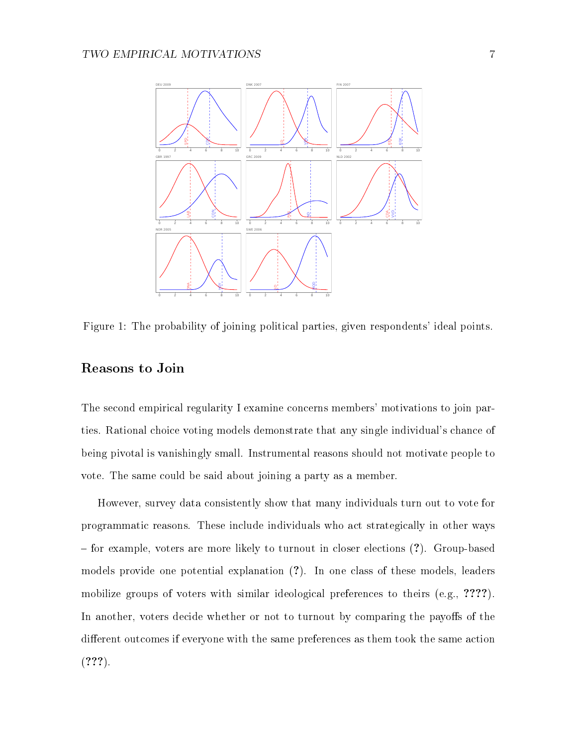Figure 1: The probability of joining political parties, given respondents' ideal points.

## Reasons to Join

The second empirical regularity I examine concerns members' motivations to join parties. Rational choice voting models demonstrate that any single individual's chance of being pivotal is vanishingly small. Instrumental reasons should not motivate people to vote. The same could be said about joining a party as a member.

However, survey data consistently show that many individuals turn out to vote for programmatic reasons. These include individuals who act strategically in other ways – for example, voters are more likely to turnout in closer elections (**?**). Group-based models provide one potential explanation (**?**). In one class of these models, leaders mobilize groups of voters with similar ideological preferences to theirs (e.g., **????**). In another, voters decide whether or not to turnout by comparing the payoffs of the different outcomes if everyone with the same preferences as them took the same action (**???**).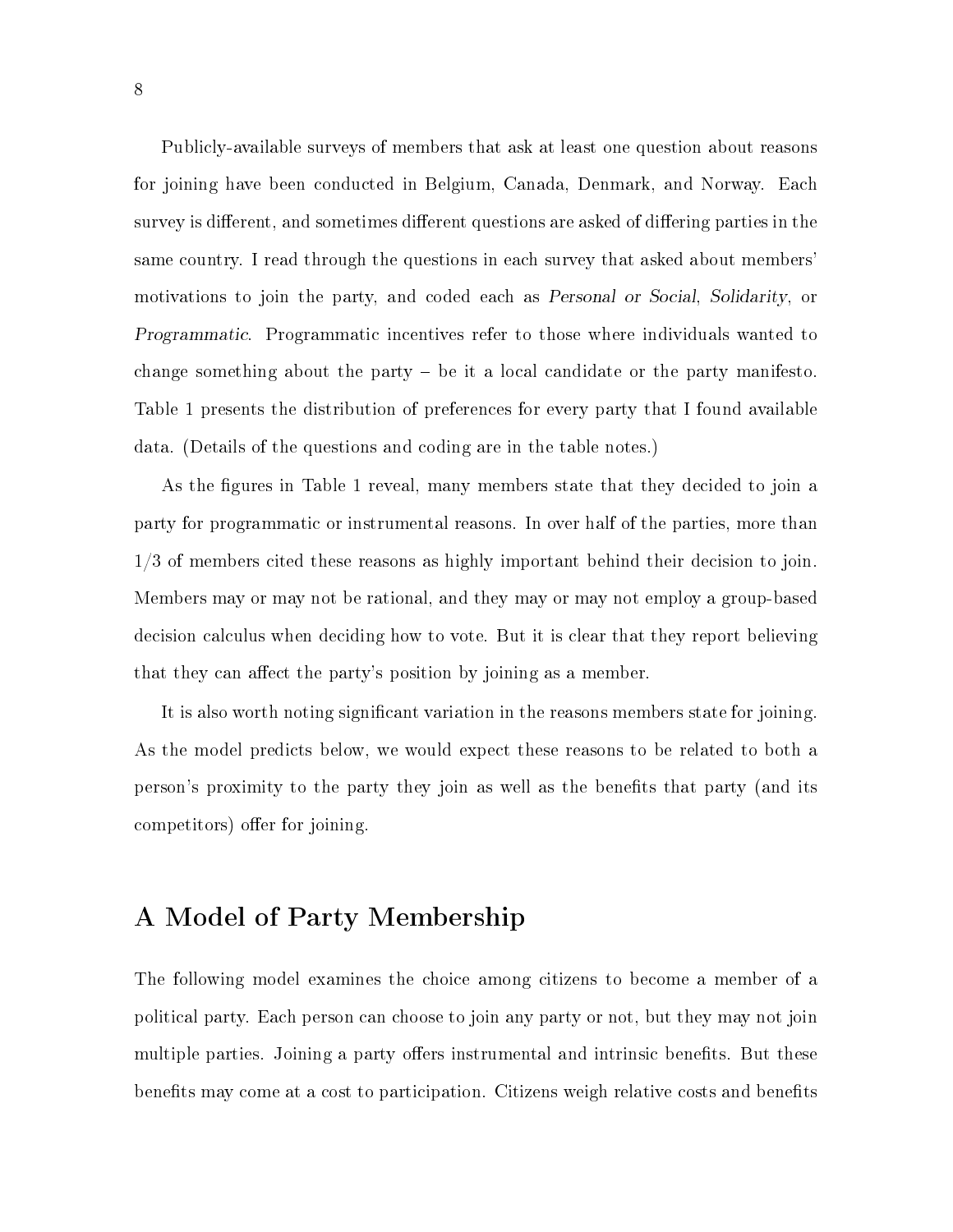Publicly-available surveys of members that ask at least one question about reasons for joining have been conducted in Belgium, Canada, Denmark, and Norway. Each survey is different, and sometimes different questions are asked of differing parties in the same country. I read through the questions in each survey that asked about members' motivations to join the party, and coded each as *Personal or Social*, *Solidarity*, or *Programmatic*. Programmatic incentives refer to those where individuals wanted to change something about the party – be it a local candidate or the party manifesto. Table 1 presents the distribution of preferences for every party that I found available data. (Details of the questions and coding are in the table notes.)

As the figures in Table 1 reveal, many members state that they decided to join a party for programmatic or instrumental reasons. In over half of the parties, more than 1/3 of members cited these reasons as highly important behind their decision to join. Members may or may not be rational, and they may or may not employ a group-based decision calculus when deciding how to vote. But it is clear that they report believing that they can affect the party's position by joining as a member.

It is also worth noting significant variation in the reasons members state for joining. As the model predicts below, we would expect these reasons to be related to both a person's proximity to the party they join as well as the benefits that party (and its competitors) offer for joining.

## A Model of Party Membership

The following model examines the choice among citizens to become a member of a political party. Each person can choose to join any party or not, but they may not join multiple parties. Joining a party offers instrumental and intrinsic benefits. But these benefits may come at a cost to participation. Citizens weigh relative costs and benefits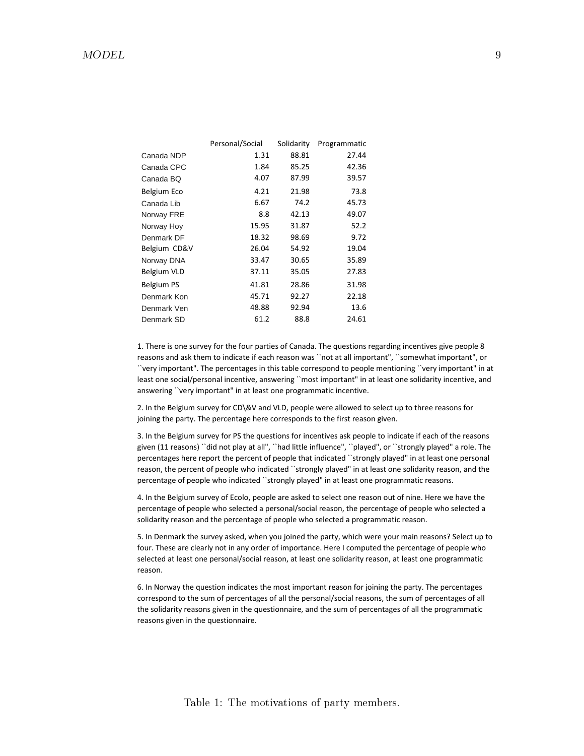| | Personal/Social | Solidarity | Programmatic |
|---|---|---|---|
| Canada NDP | 1.31 | 88.81 | 27.44 |
| Canada CPC | 1.84 | 85.25 | 42.36 |
| Canada BQ | 4.07 | 87.99 | 39.57 |
| Belgium Eco | 4.21 | 21.98 | 73.8 |
| Canada Lib | 6.67 | 74.2 | 45.73 |
| Norway FRE | 8.8 | 42.13 | 49.07 |
| Norway Hoy | 15.95 | 31.87 | 52.2 |
| Denmark DF | 18.32 | 98.69 | 9.72 |
| Belgium CD&V | 26.04 | 54.92 | 19.04 |
| Norway DNA | 33.47 | 30.65 | 35.89 |
| Belgium VLD | 37.11 | 35.05 | 27.83 |
| Belgium PS | 41.81 | 28.86 | 31.98 |
| Denmark Kon | 45.71 | 92.27 | 22.18 |
| Denmark Ven | 48.88 | 92.94 | 13.6 |
| Denmark SD | 61.2 | 88.8 | 24.61 |

1. There is one survey for the four parties of Canada. The questions regarding incentives give people 8 reasons and ask them to indicate if each reason was ``not at all important", ``somewhat important", or ``very important". The percentages in this table correspond to people mentioning ``very important" in at least one social/personal incentive, answering ``most important" in at least one solidarity incentive, and answering ``very important" in at least one programmatic incentive.

2. In the Belgium survey for CD\&V and VLD, people were allowed to select up to three reasons for joining the party. The percentage here corresponds to the first reason given.

3. In the Belgium survey for PS the questions for incentives ask people to indicate if each of the reasons given (11 reasons) ``did not play at all", ``had little influence", ``played", or ``strongly played" a role. The percentages here report the percent of people that indicated ``strongly played" in at least one personal reason, the percent of people who indicated ``strongly played" in at least one solidarity reason, and the percentage of people who indicated ``strongly played" in at least one programmatic reasons.

4. In the Belgium survey of Ecolo, people are asked to select one reason out of nine. Here we have the percentage of people who selected a personal/social reason, the percentage of people who selected a solidarity reason and the percentage of people who selected a programmatic reason.

5. In Denmark the survey asked, when you joined the party, which were your main reasons? Select up to four. These are clearly not in any order of importance. Here I computed the percentage of people who selected at least one personal/social reason, at least one solidarity reason, at least one programmatic reason.

6. In Norway the question indicates the most important reason for joining the party. The percentages correspond to the sum of percentages of all the personal/social reasons, the sum of percentages of all the solidarity reasons given in the questionnaire, and the sum of percentages of all the programmatic reasons given in the questionnaire.

Table 1: The motivations of party members.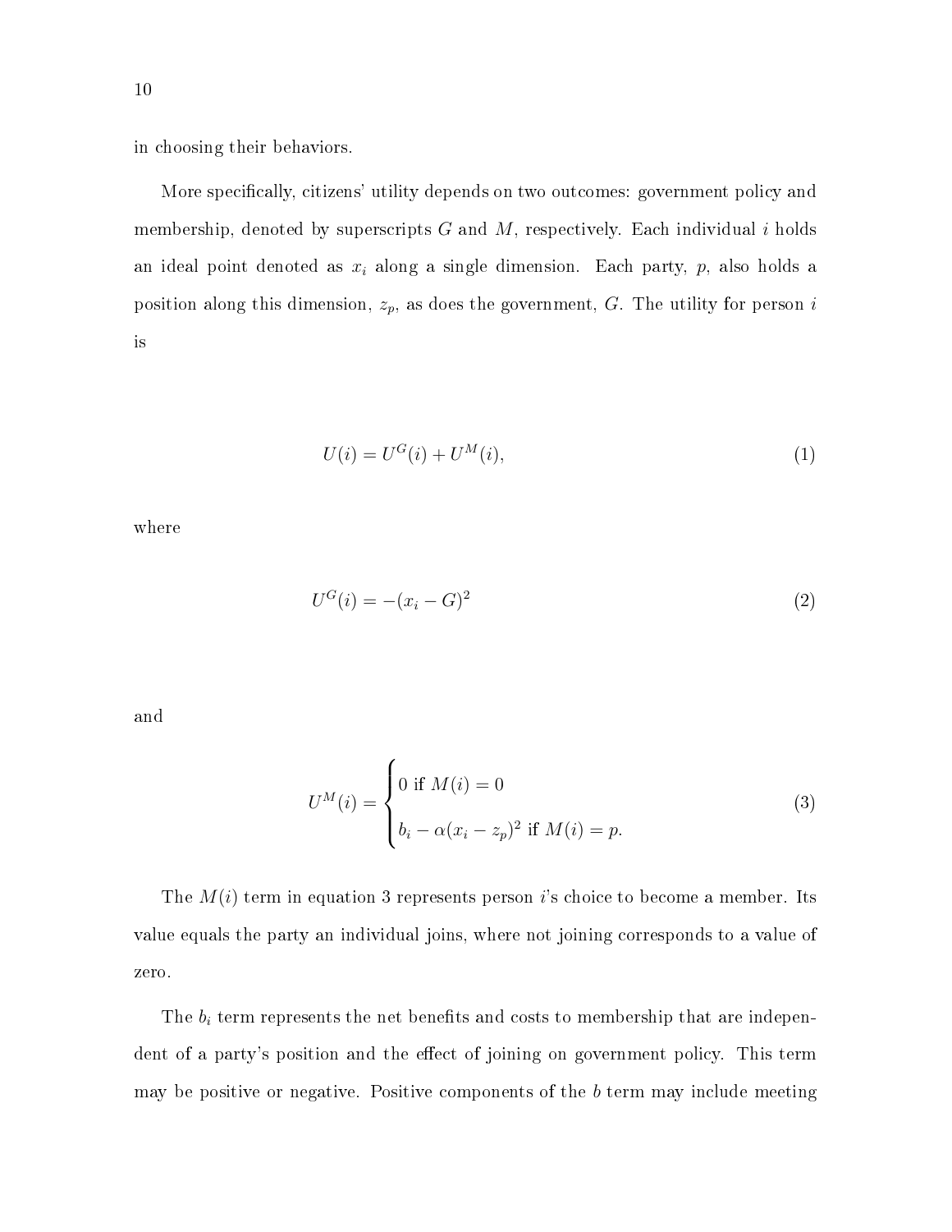in choosing their behaviors.

More specifically, citizens' utility depends on two outcomes: government policy and membership, denoted by superscripts $G$ and $M$, respectively. Each individual $i$ holds an ideal point denoted as $x_i$ along a single dimension. Each party, $p$, also holds a position along this dimension, $z_p$, as does the government, $G$. The utility for person $i$ is

$$U(i) = U^G(i) + U^M(i), \tag{1}$$

where

$$U^G(i) = -(x_i - G)^2 \tag{2}$$

and

$$U^M(i) = \begin{cases} 0 \text{ if } M(i) = 0 \\ b_i - \alpha(x_i - z_p)^2 \text{ if } M(i) = p. \end{cases} \tag{3}$$

The $M(i)$ term in equation 3 represents person $i$'s choice to become a member. Its value equals the party an individual joins, where not joining corresponds to a value of zero.

The $b_i$ term represents the net benefits and costs to membership that are independent of a party's position and the effect of joining on government policy. This term may be positive or negative. Positive components of the $b$ term may include meeting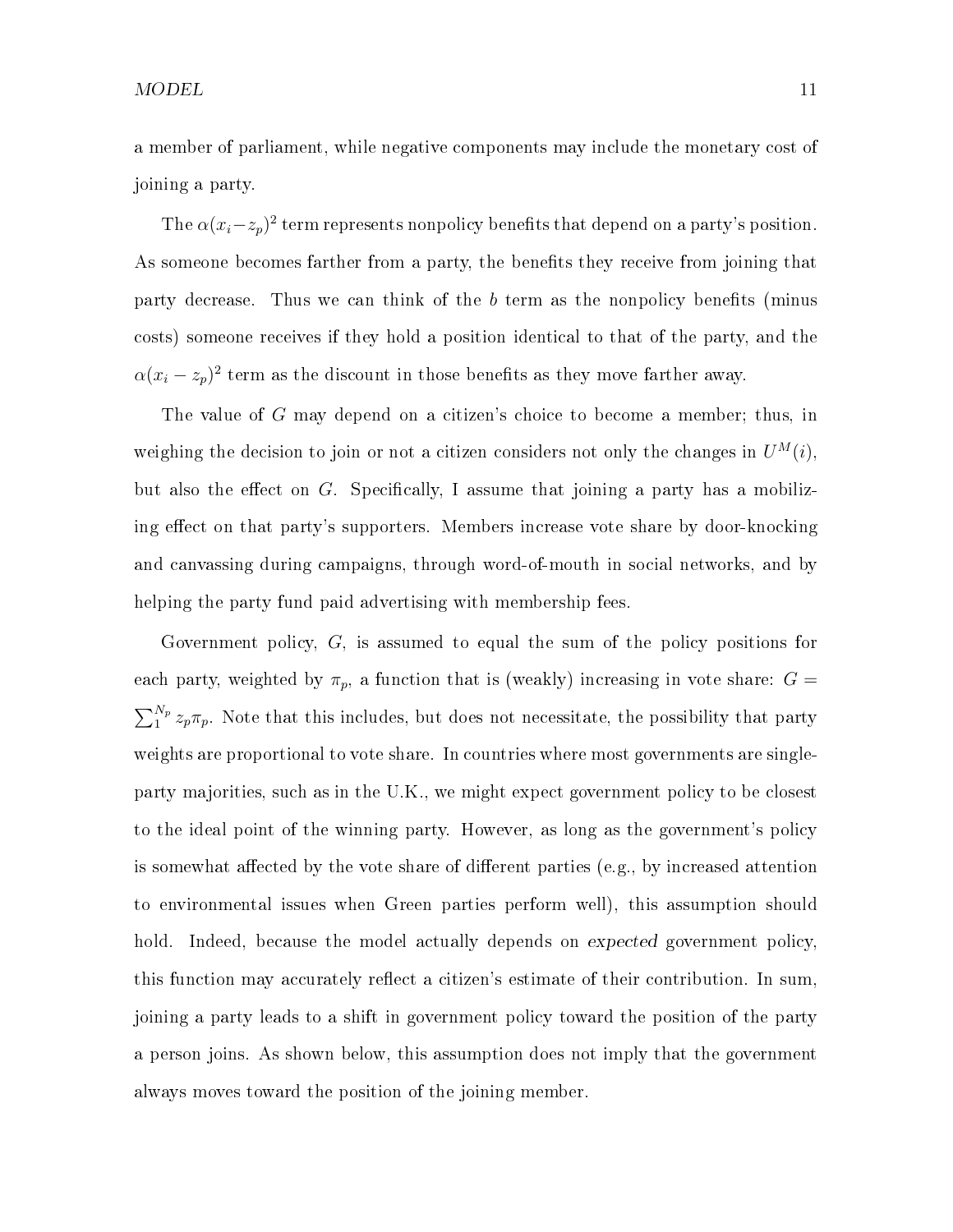a member of parliament, while negative components may include the monetary cost of joining a party.

The $\alpha(x_i - z_p)^2$ term represents nonpolicy benefits that depend on a party's position. As someone becomes farther from a party, the benefits they receive from joining that party decrease. Thus we can think of the $b$ term as the nonpolicy benefits (minus costs) someone receives if they hold a position identical to that of the party, and the $\alpha(x_i - z_p)^2$ term as the discount in those benefits as they move farther away.

The value of $G$ may depend on a citizen's choice to become a member; thus, in weighing the decision to join or not a citizen considers not only the changes in $U^M(i)$, but also the effect on $G$. Specifically, I assume that joining a party has a mobilizing effect on that party's supporters. Members increase vote share by door-knocking and canvassing during campaigns, through word-of-mouth in social networks, and by helping the party fund paid advertising with membership fees.

Government policy, $G$, is assumed to equal the sum of the policy positions for each party, weighted by $\pi_p$, a function that is (weakly) increasing in vote share: $G = \sum_1^{N_p} z_p \pi_p$. Note that this includes, but does not necessitate, the possibility that party weights are proportional to vote share. In countries where most governments are single-party majorities, such as in the U.K., we might expect government policy to be closest to the ideal point of the winning party. However, as long as the government's policy is somewhat affected by the vote share of different parties (e.g., by increased attention to environmental issues when Green parties perform well), this assumption should hold. Indeed, because the model actually depends on *expected* government policy, this function may accurately reflect a citizen's estimate of their contribution. In sum, joining a party leads to a shift in government policy toward the position of the party a person joins. As shown below, this assumption does not imply that the government always moves toward the position of the joining member.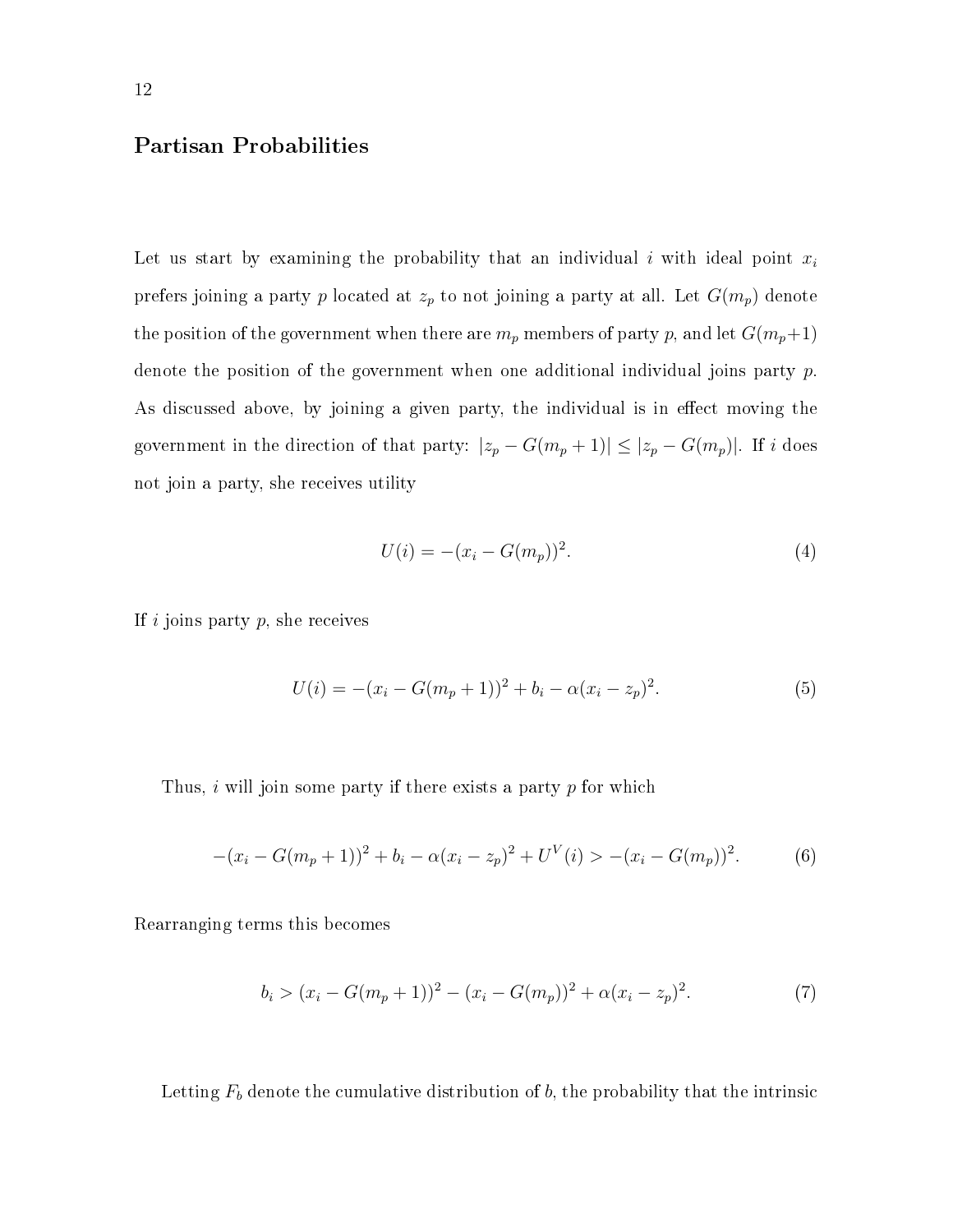## Partisan Probabilities

Let us start by examining the probability that an individual $i$ with ideal point $x_i$ prefers joining a party $p$ located at $z_p$ to not joining a party at all. Let $G(m_p)$ denote the position of the government when there are $m_p$ members of party $p$, and let $G(m_p+1)$ denote the position of the government when one additional individual joins party $p$. As discussed above, by joining a given party, the individual is in effect moving the government in the direction of that party: $|z_p - G(m_p + 1)| \leq |z_p - G(m_p)|$. If $i$ does not join a party, she receives utility

$$U(i) = -(x_i - G(m_p))^2. \tag{4}$$

If $i$ joins party $p$, she receives

$$U(i) = -(x_i - G(m_p + 1))^2 + b_i - \alpha(x_i - z_p)^2. \tag{5}$$

Thus, $i$ will join some party if there exists a party $p$ for which

$$-(x_i - G(m_p + 1))^2 + b_i - \alpha(x_i - z_p)^2 + U^V(i) > -(x_i - G(m_p))^2. \tag{6}$$

Rearranging terms this becomes

$$b_i > (x_i - G(m_p + 1))^2 - (x_i - G(m_p))^2 + \alpha(x_i - z_p)^2. \tag{7}$$

Letting $F_b$ denote the cumulative distribution of $b$, the probability that the intrinsic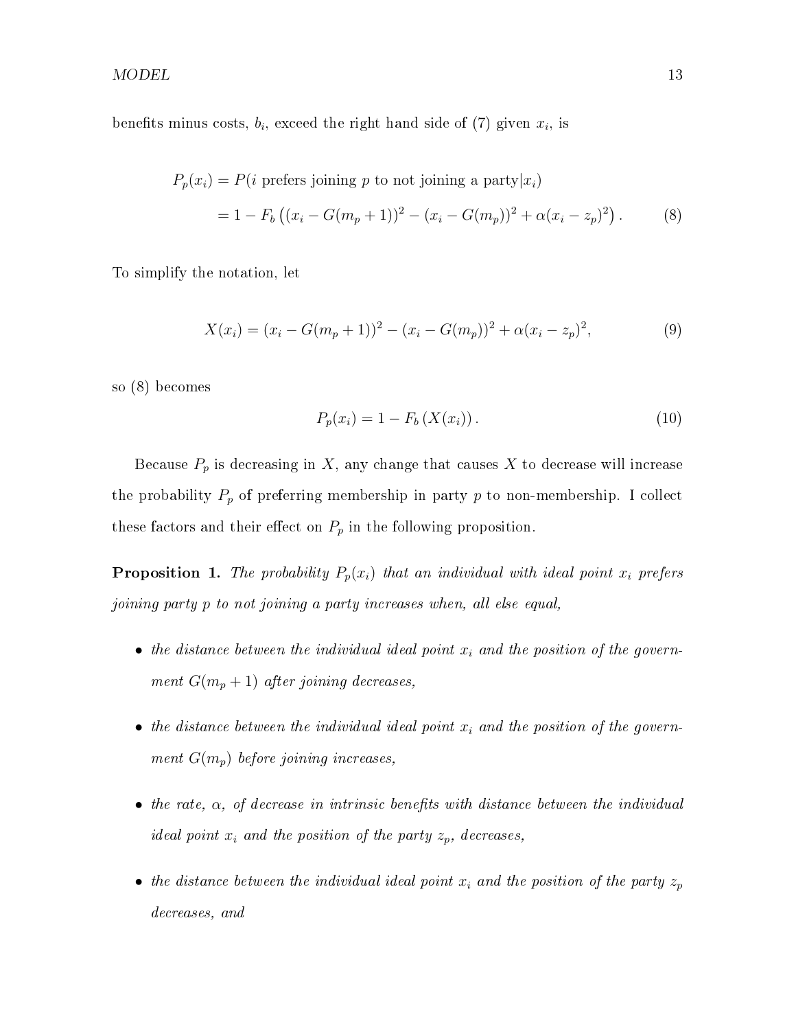benefits minus costs, $b_i$, exceed the right hand side of (7) given $x_i$, is

$$
\begin{aligned}
P_p(x_i) &= P(i \text{ prefers joining } p \text{ to not joining a party}|x_i) \\
&= 1 - F_b\left((x_i - G(m_p+1))^2 - (x_i - G(m_p))^2 + \alpha(x_i - z_p)^2\right). \qquad (8)
\end{aligned}
$$

To simplify the notation, let

$$
X(x_i) = (x_i - G(m_p+1))^2 - (x_i - G(m_p))^2 + \alpha(x_i - z_p)^2, \qquad (9)
$$

so (8) becomes

$$
P_p(x_i) = 1 - F_b\left(X(x_i)\right). \qquad (10)
$$

Because $P_p$ is decreasing in $X$, any change that causes $X$ to decrease will increase the probability $P_p$ of preferring membership in party $p$ to non-membership. I collect these factors and their effect on $P_p$ in the following proposition.

**Proposition 1.** *The probability $P_p(x_i)$ that an individual with ideal point $x_i$ prefers joining party p to not joining a party increases when, all else equal,*

- *the distance between the individual ideal point $x_i$ and the position of the government $G(m_p + 1)$ after joining decreases,*
- *the distance between the individual ideal point $x_i$ and the position of the government $G(m_p)$ before joining increases,*
- *the rate, $\alpha$, of decrease in intrinsic benefits with distance between the individual ideal point $x_i$ and the position of the party $z_p$, decreases,*
- *the distance between the individual ideal point $x_i$ and the position of the party $z_p$ decreases, and*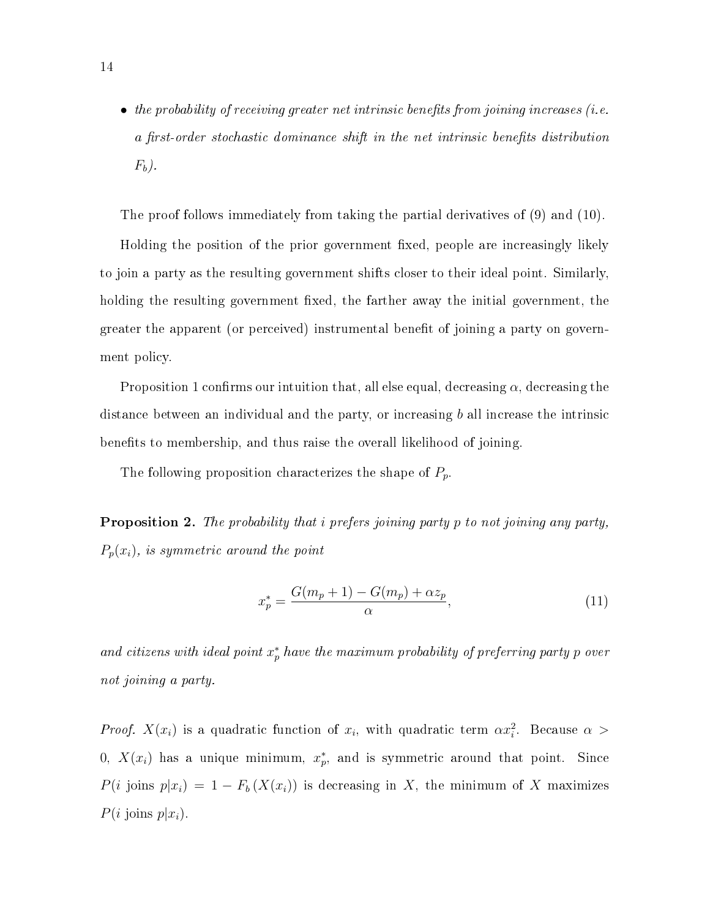- *the probability of receiving greater net intrinsic benefits from joining increases (i.e. a first-order stochastic dominance shift in the net intrinsic benefits distribution $F_b$).*

The proof follows immediately from taking the partial derivatives of (9) and (10).

Holding the position of the prior government fixed, people are increasingly likely to join a party as the resulting government shifts closer to their ideal point. Similarly, holding the resulting government fixed, the farther away the initial government, the greater the apparent (or perceived) instrumental benefit of joining a party on government policy.

Proposition 1 confirms our intuition that, all else equal, decreasing $\alpha$, decreasing the distance between an individual and the party, or increasing $b$ all increase the intrinsic benefits to membership, and thus raise the overall likelihood of joining.

The following proposition characterizes the shape of $P_p$.

**Proposition 2.** *The probability that $i$ prefers joining party $p$ to not joining any party, $P_p(x_i)$, is symmetric around the point*

$$x_p^* = \frac{G(m_p + 1) - G(m_p) + \alpha z_p}{\alpha}, \tag{11}$$

*and citizens with ideal point $x_p^*$ have the maximum probability of preferring party $p$ over not joining a party.*

*Proof.* $X(x_i)$ is a quadratic function of $x_i$, with quadratic term $\alpha x_i^2$. Because $\alpha > 0$, $X(x_i)$ has a unique minimum, $x_p^*$, and is symmetric around that point. Since $P(i \text{ joins } p|x_i) = 1 - F_b(X(x_i))$ is decreasing in $X$, the minimum of $X$ maximizes $P(i \text{ joins } p|x_i)$.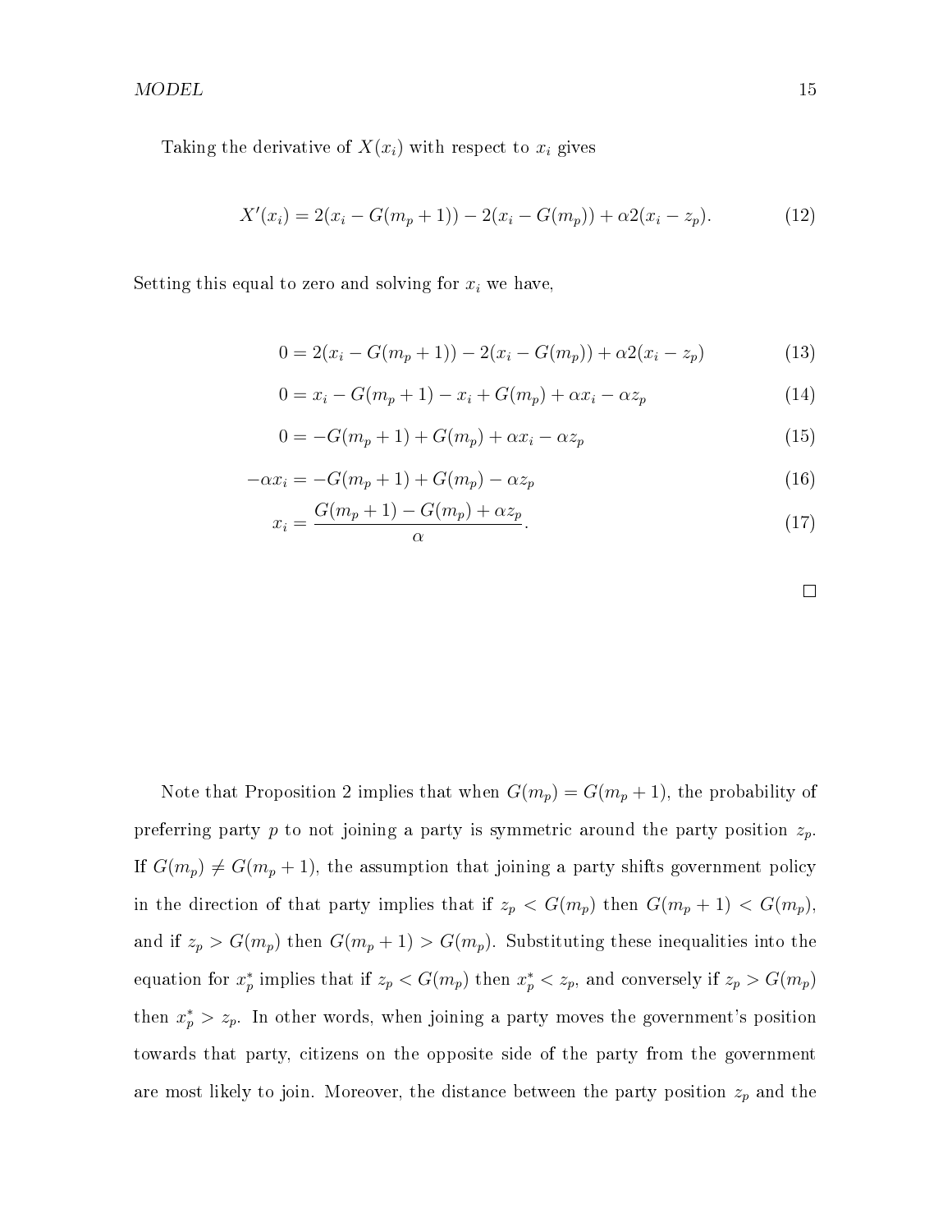Taking the derivative of $X(x_i)$ with respect to $x_i$ gives

$$X'(x_i) = 2(x_i - G(m_p + 1)) - 2(x_i - G(m_p)) + \alpha 2(x_i - z_p). \tag{12}$$

Setting this equal to zero and solving for $x_i$ we have,

$$0 = 2(x_i - G(m_p + 1)) - 2(x_i - G(m_p)) + \alpha 2(x_i - z_p) \tag{13}$$

$$0 = x_i - G(m_p + 1) - x_i + G(m_p) + \alpha x_i - \alpha z_p \tag{14}$$

$$0 = -G(m_p + 1) + G(m_p) + \alpha x_i - \alpha z_p \tag{15}$$

$$-\alpha x_i = -G(m_p + 1) + G(m_p) - \alpha z_p \tag{16}$$

$$x_i = \frac{G(m_p + 1) - G(m_p) + \alpha z_p}{\alpha}. \tag{17}$$

□

Note that Proposition 2 implies that when $G(m_p) = G(m_p + 1)$, the probability of preferring party $p$ to not joining a party is symmetric around the party position $z_p$. If $G(m_p) \neq G(m_p + 1)$, the assumption that joining a party shifts government policy in the direction of that party implies that if $z_p < G(m_p)$ then $G(m_p + 1) < G(m_p)$, and if $z_p > G(m_p)$ then $G(m_p + 1) > G(m_p)$. Substituting these inequalities into the equation for $x_p^*$ implies that if $z_p < G(m_p)$ then $x_p^* < z_p$, and conversely if $z_p > G(m_p)$ then $x_p^* > z_p$. In other words, when joining a party moves the government's position towards that party, citizens on the opposite side of the party from the government are most likely to join. Moreover, the distance between the party position $z_p$ and the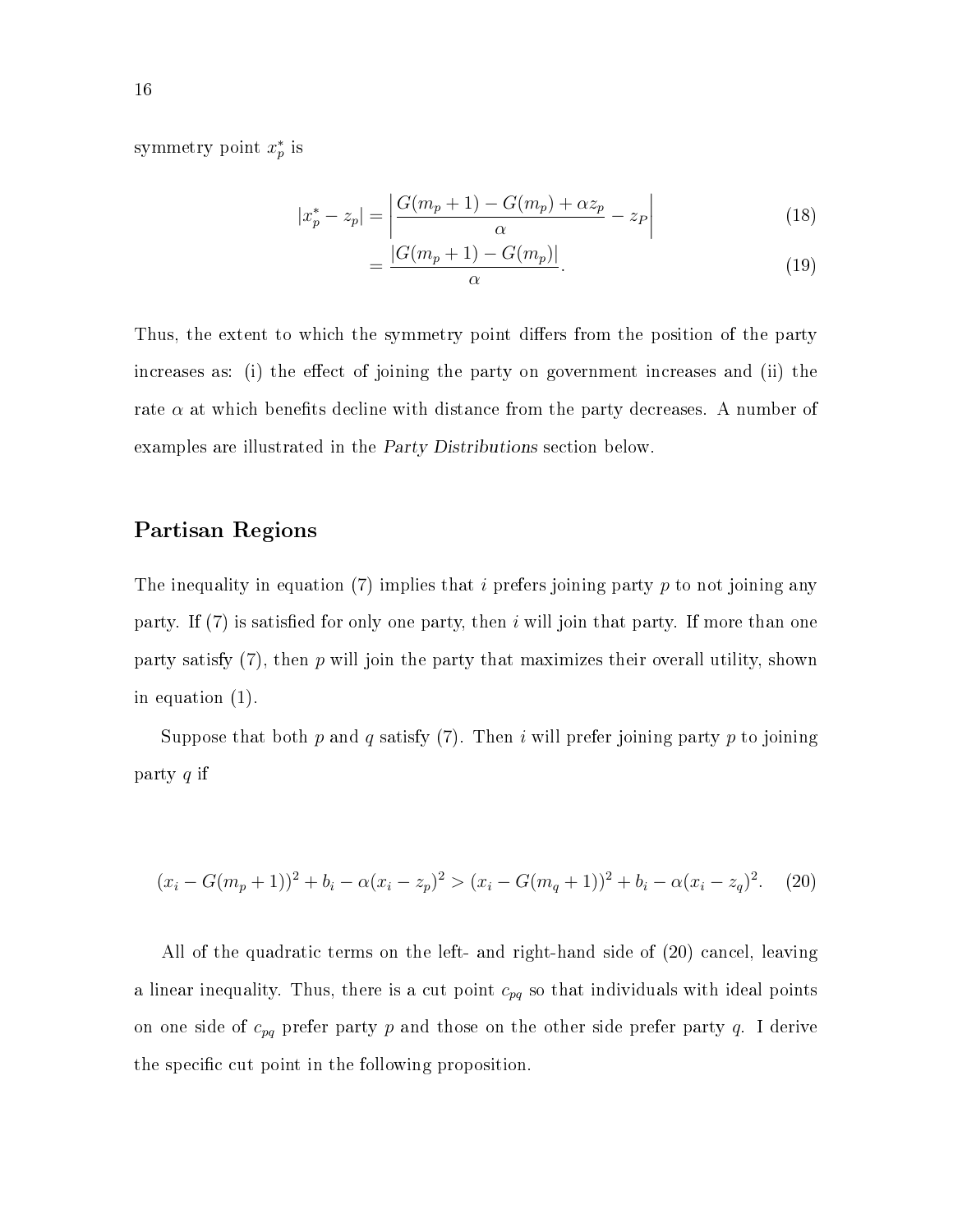symmetry point $x_p^*$ is

$$|x_p^* - z_p| = \left| \frac{G(m_p + 1) - G(m_p) + \alpha z_p}{\alpha} - z_P \right| \tag{18}$$

$$= \frac{|G(m_p + 1) - G(m_p)|}{\alpha}. \tag{19}$$

Thus, the extent to which the symmetry point differs from the position of the party increases as: (i) the effect of joining the party on government increases and (ii) the rate $\alpha$ at which benefits decline with distance from the party decreases. A number of examples are illustrated in the *Party Distributions* section below.

## Partisan Regions

The inequality in equation (7) implies that $i$ prefers joining party $p$ to not joining any party. If (7) is satisfied for only one party, then $i$ will join that party. If more than one party satisfy (7), then $p$ will join the party that maximizes their overall utility, shown in equation (1).

Suppose that both $p$ and $q$ satisfy (7). Then $i$ will prefer joining party $p$ to joining party $q$ if

$$(x_i - G(m_p + 1))^2 + b_i - \alpha(x_i - z_p)^2 > (x_i - G(m_q + 1))^2 + b_i - \alpha(x_i - z_q)^2. \tag{20}$$

All of the quadratic terms on the left- and right-hand side of (20) cancel, leaving a linear inequality. Thus, there is a cut point $c_{pq}$ so that individuals with ideal points on one side of $c_{pq}$ prefer party $p$ and those on the other side prefer party $q$. I derive the specific cut point in the following proposition.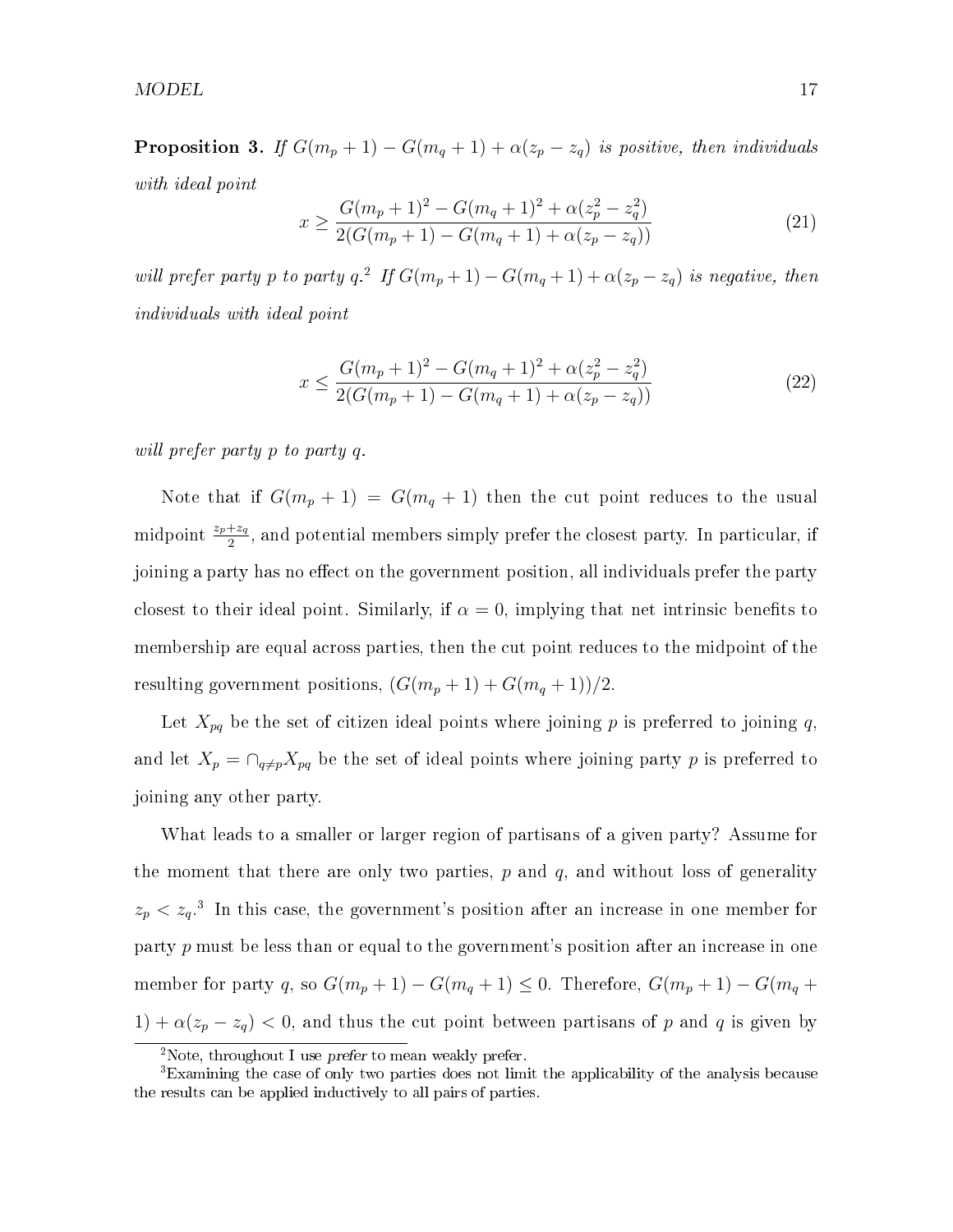**Proposition 3.** *If $G(m_p+1) - G(m_q+1) + \alpha(z_p - z_q)$ is positive, then individuals with ideal point*

$$x \geq \frac{G(m_p+1)^2 - G(m_q+1)^2 + \alpha(z_p^2 - z_q^2)}{2(G(m_p+1) - G(m_q+1) + \alpha(z_p - z_q))} \tag{21}$$

*will prefer party $p$ to party $q$.*[2] *If $G(m_p+1) - G(m_q+1) + \alpha(z_p - z_q)$ is negative, then individuals with ideal point*

$$x \leq \frac{G(m_p+1)^2 - G(m_q+1)^2 + \alpha(z_p^2 - z_q^2)}{2(G(m_p+1) - G(m_q+1) + \alpha(z_p - z_q))} \tag{22}$$

*will prefer party $p$ to party $q$.*

Note that if $G(m_p+1) = G(m_q+1)$ then the cut point reduces to the usual midpoint $\frac{z_p+z_q}{2}$, and potential members simply prefer the closest party. In particular, if joining a party has no effect on the government position, all individuals prefer the party closest to their ideal point. Similarly, if $\alpha = 0$, implying that net intrinsic benefits to membership are equal across parties, then the cut point reduces to the midpoint of the resulting government positions, $(G(m_p+1) + G(m_q+1))/2$.

Let $X_{pq}$ be the set of citizen ideal points where joining $p$ is preferred to joining $q$, and let $X_p = \cap_{q \neq p} X_{pq}$ be the set of ideal points where joining party $p$ is preferred to joining any other party.

What leads to a smaller or larger region of partisans of a given party? Assume for the moment that there are only two parties, $p$ and $q$, and without loss of generality $z_p < z_q$.[3] In this case, the government's position after an increase in one member for party $p$ must be less than or equal to the government's position after an increase in one member for party $q$, so $G(m_p+1) - G(m_q+1) \leq 0$. Therefore, $G(m_p+1) - G(m_q+1) + \alpha(z_p - z_q) < 0$, and thus the cut point between partisans of $p$ and $q$ is given by

[2] Note, throughout I use *prefer* to mean weakly prefer.

[3] Examining the case of only two parties does not limit the applicability of the analysis because the results can be applied inductively to all pairs of parties.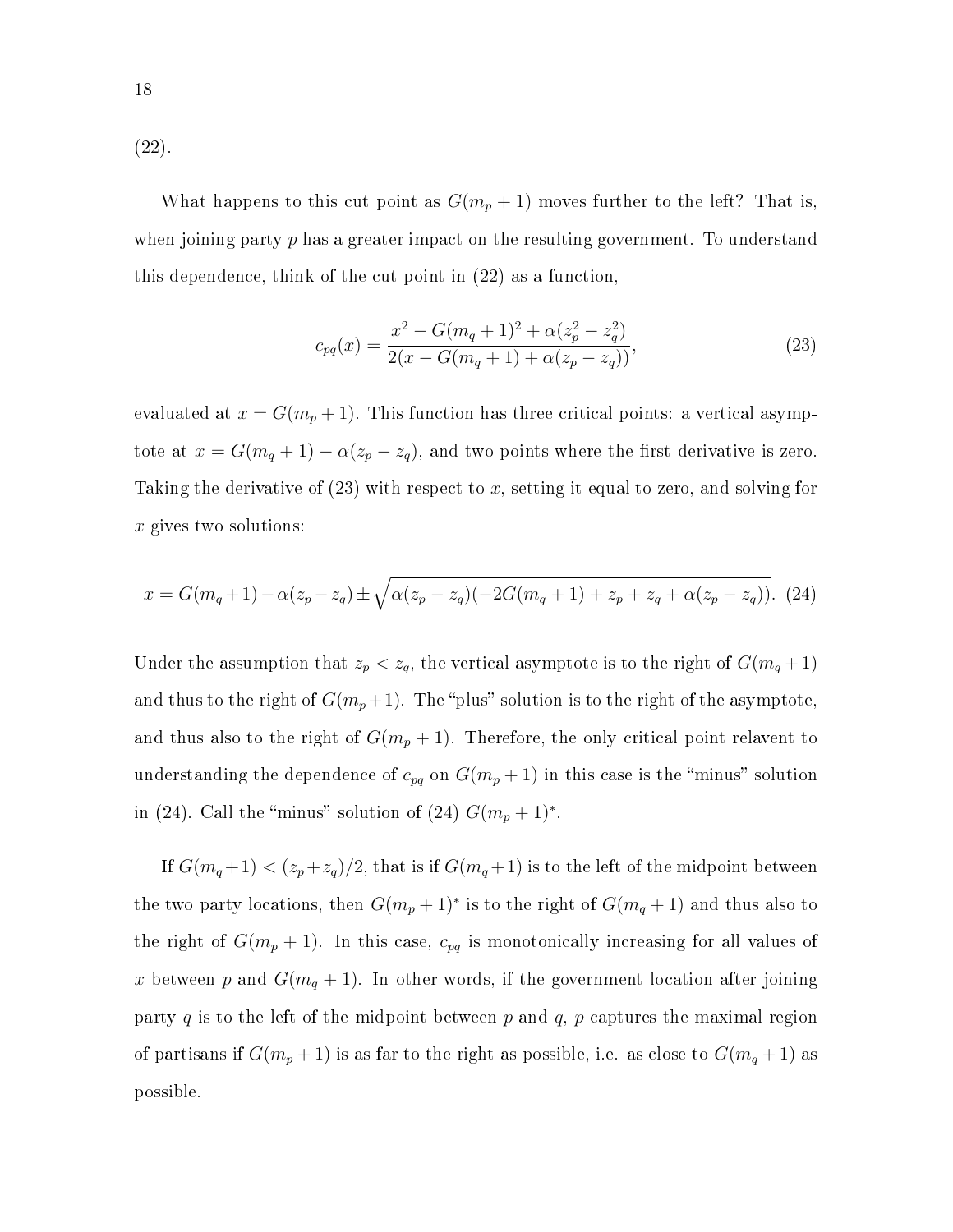(22).

What happens to this cut point as $G(m_p + 1)$ moves further to the left? That is, when joining party $p$ has a greater impact on the resulting government. To understand this dependence, think of the cut point in (22) as a function,

$$c_{pq}(x) = \frac{x^2 - G(m_q + 1)^2 + \alpha(z_p^2 - z_q^2)}{2(x - G(m_q + 1) + \alpha(z_p - z_q))}, \tag{23}$$

evaluated at $x = G(m_p + 1)$. This function has three critical points: a vertical asymptote at $x = G(m_q + 1) - \alpha(z_p - z_q)$, and two points where the first derivative is zero. Taking the derivative of (23) with respect to $x$, setting it equal to zero, and solving for $x$ gives two solutions:

$$x = G(m_q+1) - \alpha(z_p - z_q) \pm \sqrt{\alpha(z_p - z_q)(-2G(m_q + 1) + z_p + z_q + \alpha(z_p - z_q))}. \tag{24}$$

Under the assumption that $z_p < z_q$, the vertical asymptote is to the right of $G(m_q+1)$ and thus to the right of $G(m_p+1)$. The "plus" solution is to the right of the asymptote, and thus also to the right of $G(m_p + 1)$. Therefore, the only critical point relavent to understanding the dependence of $c_{pq}$ on $G(m_p + 1)$ in this case is the "minus" solution in (24). Call the "minus" solution of (24) $G(m_p + 1)^*$.

If $G(m_q+1) < (z_p+z_q)/2$, that is if $G(m_q+1)$ is to the left of the midpoint between the two party locations, then $G(m_p + 1)^*$ is to the right of $G(m_q + 1)$ and thus also to the right of $G(m_p + 1)$. In this case, $c_{pq}$ is monotonically increasing for all values of $x$ between $p$ and $G(m_q + 1)$. In other words, if the government location after joining party $q$ is to the left of the midpoint between $p$ and $q$, $p$ captures the maximal region of partisans if $G(m_p + 1)$ is as far to the right as possible, i.e. as close to $G(m_q + 1)$ as possible.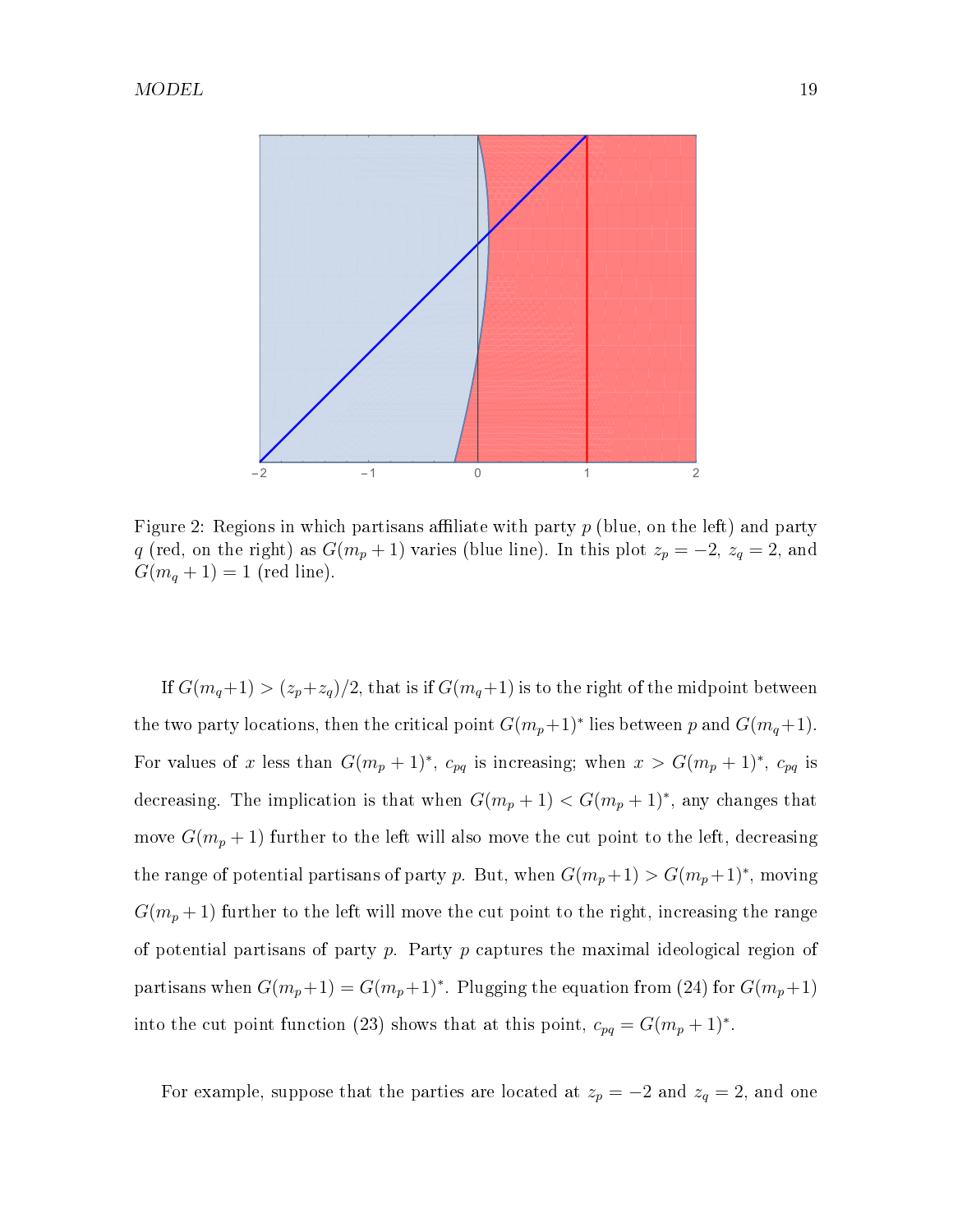Figure 2: Regions in which partisans affiliate with party $p$ (blue, on the left) and party $q$ (red, on the right) as $G(m_p + 1)$ varies (blue line). In this plot $z_p = -2$, $z_q = 2$, and $G(m_q + 1) = 1$ (red line).

If $G(m_q+1) > (z_p+z_q)/2$, that is if $G(m_q+1)$ is to the right of the midpoint between the two party locations, then the critical point $G(m_p+1)^*$ lies between $p$ and $G(m_q+1)$. For values of $x$ less than $G(m_p + 1)^*$, $c_{pq}$ is increasing; when $x > G(m_p + 1)^*$, $c_{pq}$ is decreasing. The implication is that when $G(m_p + 1) < G(m_p + 1)^*$, any changes that move $G(m_p + 1)$ further to the left will also move the cut point to the left, decreasing the range of potential partisans of party $p$. But, when $G(m_p+1) > G(m_p+1)^*$, moving $G(m_p + 1)$ further to the left will move the cut point to the right, increasing the range of potential partisans of party $p$. Party $p$ captures the maximal ideological region of partisans when $G(m_p+1) = G(m_p+1)^*$. Plugging the equation from (24) for $G(m_p+1)$ into the cut point function (23) shows that at this point, $c_{pq} = G(m_p + 1)^*$.

For example, suppose that the parties are located at $z_p = -2$ and $z_q = 2$, and one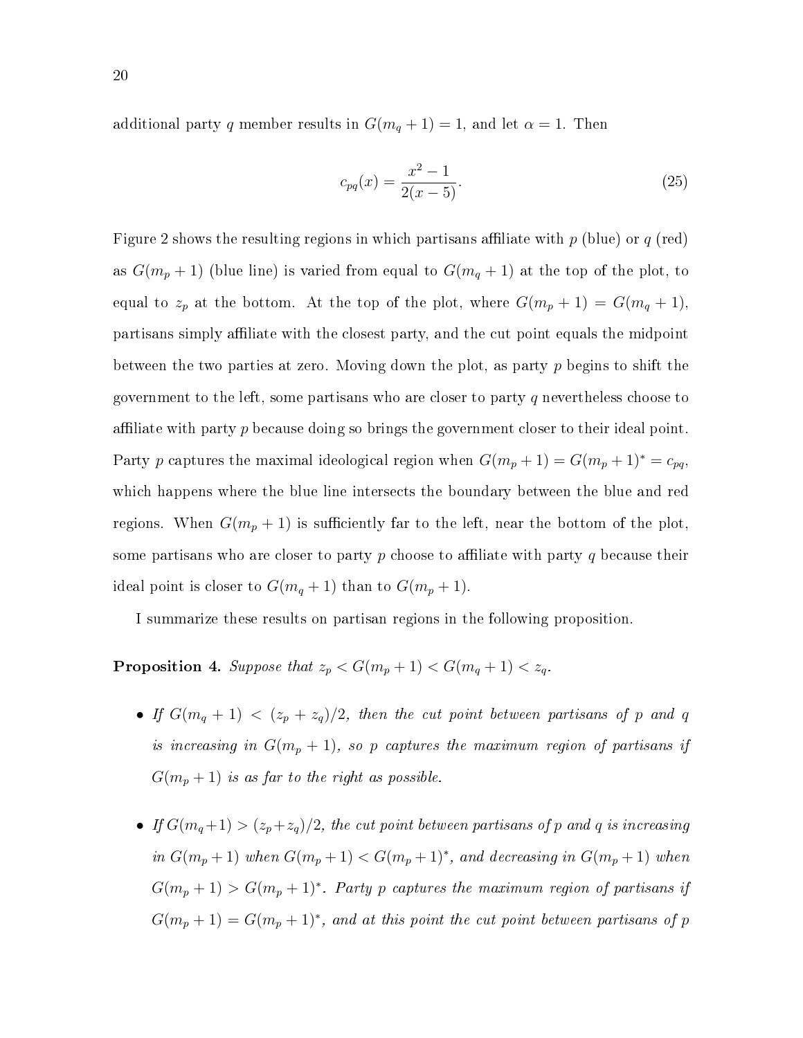additional party $q$ member results in $G(m_q + 1) = 1$, and let $\alpha = 1$. Then

$$c_{pq}(x) = \frac{x^2 - 1}{2(x - 5)}. \tag{25}$$

Figure 2 shows the resulting regions in which partisans affiliate with $p$ (blue) or $q$ (red) as $G(m_p + 1)$ (blue line) is varied from equal to $G(m_q + 1)$ at the top of the plot, to equal to $z_p$ at the bottom. At the top of the plot, where $G(m_p + 1) = G(m_q + 1)$, partisans simply affiliate with the closest party, and the cut point equals the midpoint between the two parties at zero. Moving down the plot, as party $p$ begins to shift the government to the left, some partisans who are closer to party $q$ nevertheless choose to affiliate with party $p$ because doing so brings the government closer to their ideal point. Party $p$ captures the maximal ideological region when $G(m_p + 1) = G(m_p + 1)^* = c_{pq}$, which happens where the blue line intersects the boundary between the blue and red regions. When $G(m_p + 1)$ is sufficiently far to the left, near the bottom of the plot, some partisans who are closer to party $p$ choose to affiliate with party $q$ because their ideal point is closer to $G(m_q + 1)$ than to $G(m_p + 1)$.

I summarize these results on partisan regions in the following proposition.

**Proposition 4.** *Suppose that $z_p < G(m_p + 1) < G(m_q + 1) < z_q$.*

- *If $G(m_q + 1) < (z_p + z_q)/2$, then the cut point between partisans of $p$ and $q$ is increasing in $G(m_p + 1)$, so $p$ captures the maximum region of partisans if $G(m_p + 1)$ is as far to the right as possible.*
- *If $G(m_q + 1) > (z_p + z_q)/2$, the cut point between partisans of $p$ and $q$ is increasing in $G(m_p + 1)$ when $G(m_p + 1) < G(m_p + 1)^*$, and decreasing in $G(m_p + 1)$ when $G(m_p + 1) > G(m_p + 1)^*$. Party $p$ captures the maximum region of partisans if $G(m_p + 1) = G(m_p + 1)^*$, and at this point the cut point between partisans of $p$*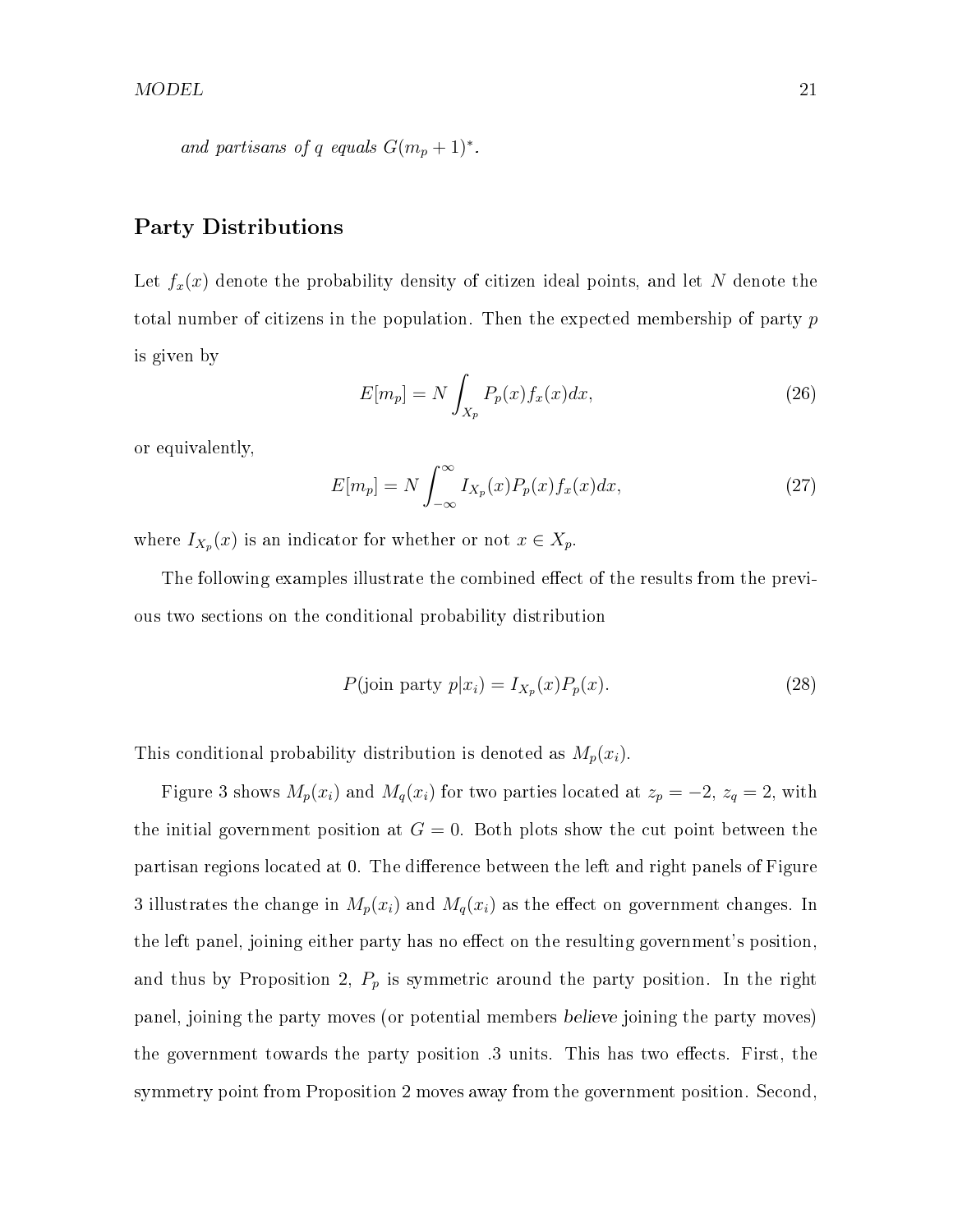*and partisans of $q$ equals $G(m_p + 1)^*$.*

## Party Distributions

Let $f_x(x)$ denote the probability density of citizen ideal points, and let $N$ denote the total number of citizens in the population. Then the expected membership of party $p$ is given by

$$E[m_p] = N \int_{X_p} P_p(x) f_x(x) dx, \tag{26}$$

or equivalently,

$$E[m_p] = N \int_{-\infty}^{\infty} I_{X_p}(x) P_p(x) f_x(x) dx, \tag{27}$$

where $I_{X_p}(x)$ is an indicator for whether or not $x \in X_p$.

The following examples illustrate the combined effect of the results from the previous two sections on the conditional probability distribution

$$P(\text{join party } p | x_i) = I_{X_p}(x) P_p(x). \tag{28}$$

This conditional probability distribution is denoted as $M_p(x_i)$.

Figure 3 shows $M_p(x_i)$ and $M_q(x_i)$ for two parties located at $z_p = -2$, $z_q = 2$, with the initial government position at $G = 0$. Both plots show the cut point between the partisan regions located at 0. The difference between the left and right panels of Figure 3 illustrates the change in $M_p(x_i)$ and $M_q(x_i)$ as the effect on government changes. In the left panel, joining either party has no effect on the resulting government's position, and thus by Proposition 2, $P_p$ is symmetric around the party position. In the right panel, joining the party moves (or potential members *believe* joining the party moves) the government towards the party position .3 units. This has two effects. First, the symmetry point from Proposition 2 moves away from the government position. Second,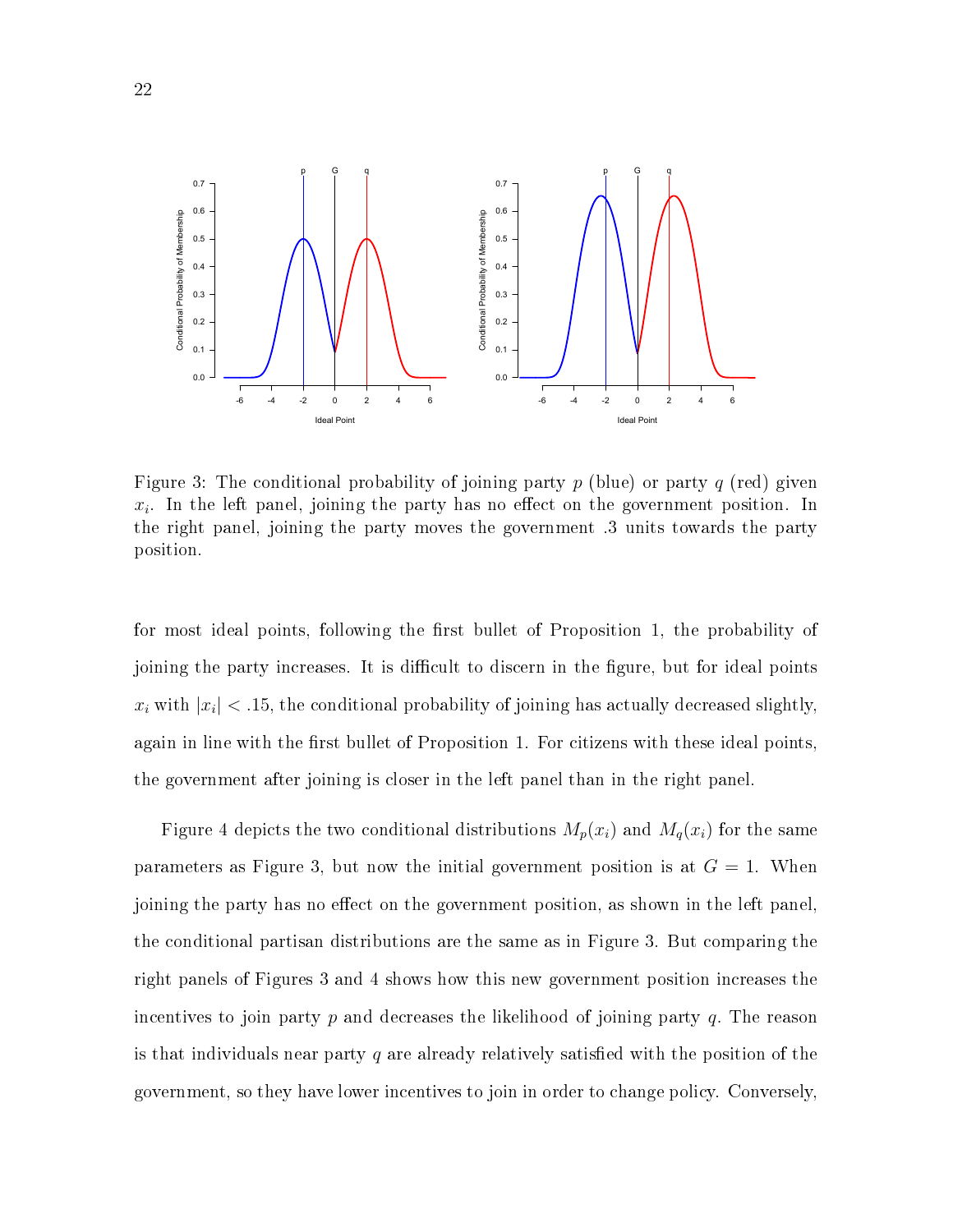Figure 3: The conditional probability of joining party $p$ (blue) or party $q$ (red) given $x_i$. In the left panel, joining the party has no effect on the government position. In the right panel, joining the party moves the government .3 units towards the party position.

for most ideal points, following the first bullet of Proposition 1, the probability of joining the party increases. It is difficult to discern in the figure, but for ideal points $x_i$ with $|x_i| < .15$, the conditional probability of joining has actually decreased slightly, again in line with the first bullet of Proposition 1. For citizens with these ideal points, the government after joining is closer in the left panel than in the right panel.

Figure 4 depicts the two conditional distributions $M_p(x_i)$ and $M_q(x_i)$ for the same parameters as Figure 3, but now the initial government position is at $G = 1$. When joining the party has no effect on the government position, as shown in the left panel, the conditional partisan distributions are the same as in Figure 3. But comparing the right panels of Figures 3 and 4 shows how this new government position increases the incentives to join party $p$ and decreases the likelihood of joining party $q$. The reason is that individuals near party $q$ are already relatively satisfied with the position of the government, so they have lower incentives to join in order to change policy. Conversely,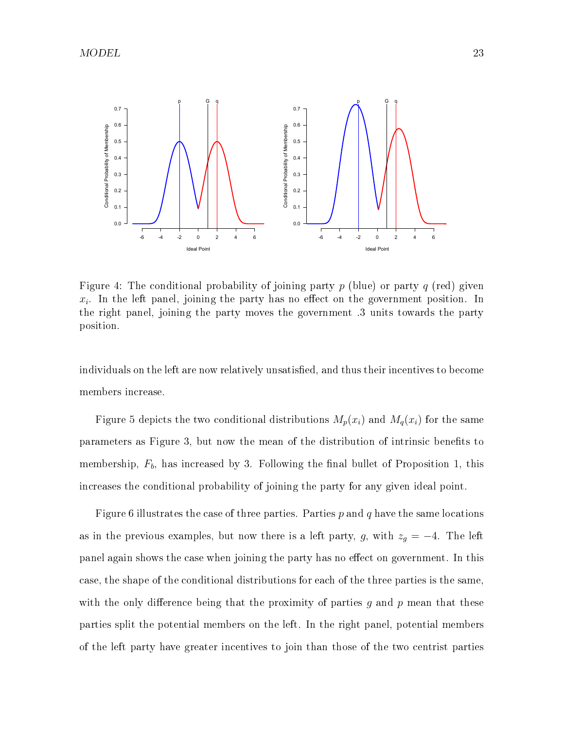Figure 4: The conditional probability of joining party $p$ (blue) or party $q$ (red) given $x_i$. In the left panel, joining the party has no effect on the government position. In the right panel, joining the party moves the government .3 units towards the party position.

individuals on the left are now relatively unsatisfied, and thus their incentives to become members increase.

Figure 5 depicts the two conditional distributions $M_p(x_i)$ and $M_q(x_i)$ for the same parameters as Figure 3, but now the mean of the distribution of intrinsic benefits to membership, $F_b$, has increased by 3. Following the final bullet of Proposition 1, this increases the conditional probability of joining the party for any given ideal point.

Figure 6 illustrates the case of three parties. Parties $p$ and $q$ have the same locations as in the previous examples, but now there is a left party, $g$, with $z_g = -4$. The left panel again shows the case when joining the party has no effect on government. In this case, the shape of the conditional distributions for each of the three parties is the same, with the only difference being that the proximity of parties $g$ and $p$ mean that these parties split the potential members on the left. In the right panel, potential members of the left party have greater incentives to join than those of the two centrist parties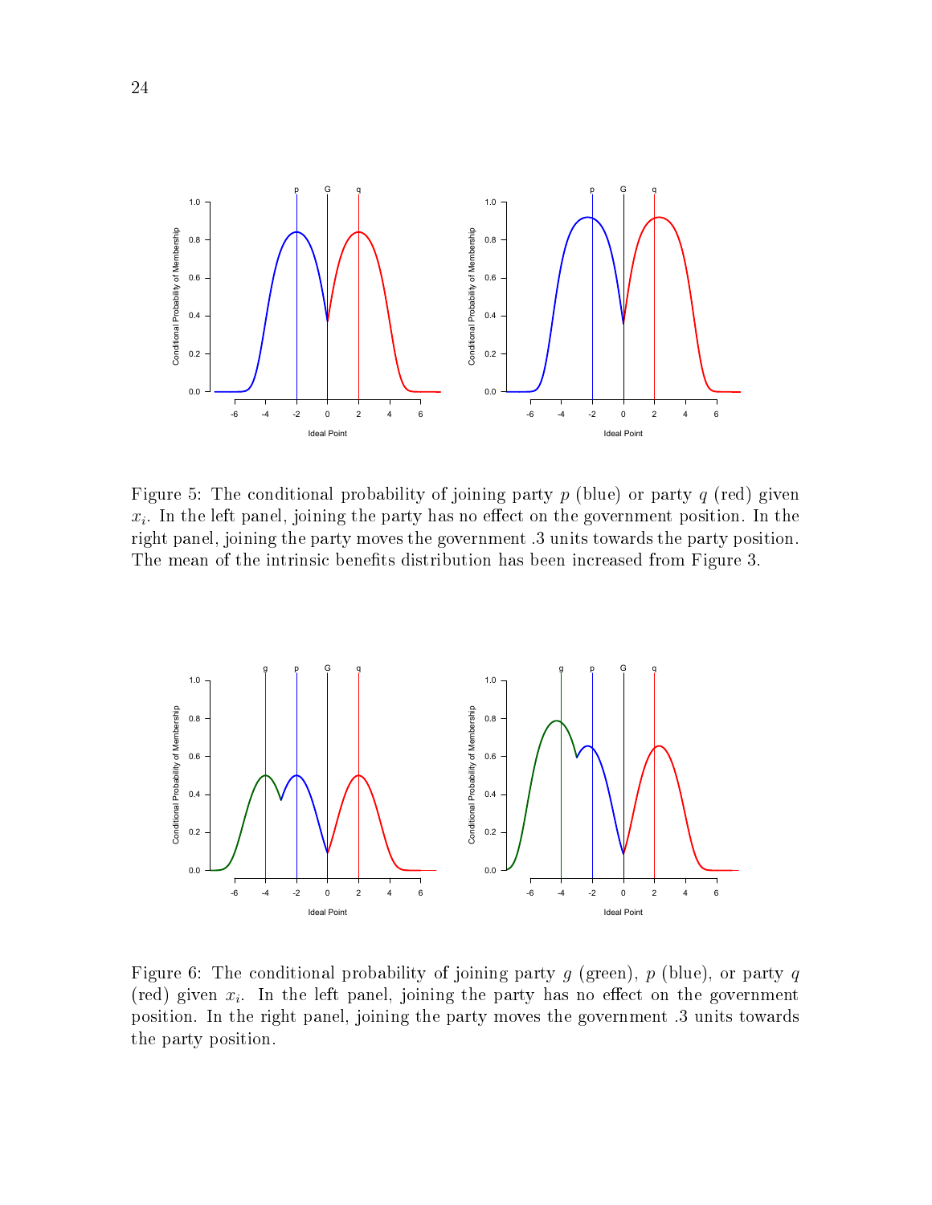Figure 5: The conditional probability of joining party $p$ (blue) or party $q$ (red) given $x_i$. In the left panel, joining the party has no effect on the government position. In the right panel, joining the party moves the government .3 units towards the party position. The mean of the intrinsic benefits distribution has been increased from Figure 3.

Figure 6: The conditional probability of joining party $g$ (green), $p$ (blue), or party $q$ (red) given $x_i$. In the left panel, joining the party has no effect on the government position. In the right panel, joining the party moves the government .3 units towards the party position.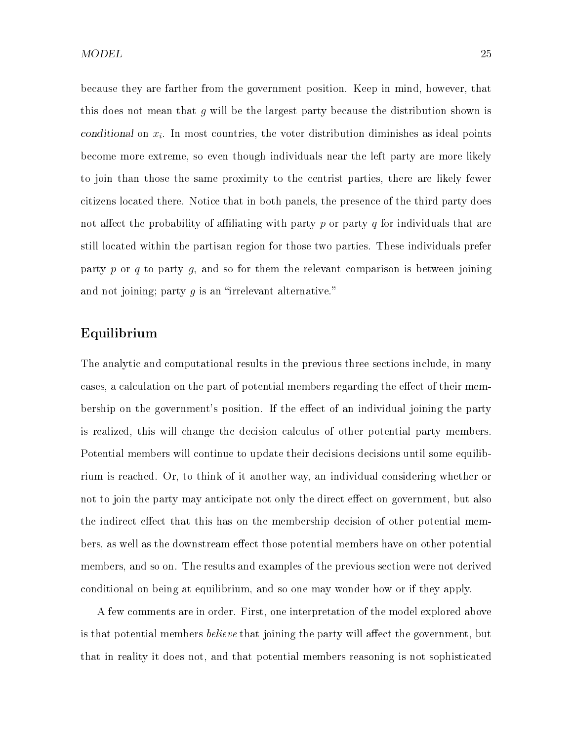because they are farther from the government position. Keep in mind, however, that this does not mean that $g$ will be the largest party because the distribution shown is *conditional* on $x_i$. In most countries, the voter distribution diminishes as ideal points become more extreme, so even though individuals near the left party are more likely to join than those the same proximity to the centrist parties, there are likely fewer citizens located there. Notice that in both panels, the presence of the third party does not affect the probability of affiliating with party $p$ or party $q$ for individuals that are still located within the partisan region for those two parties. These individuals prefer party $p$ or $q$ to party $g$, and so for them the relevant comparison is between joining and not joining; party $g$ is an "irrelevant alternative."

## Equilibrium

The analytic and computational results in the previous three sections include, in many cases, a calculation on the part of potential members regarding the effect of their membership on the government's position. If the effect of an individual joining the party is realized, this will change the decision calculus of other potential party members. Potential members will continue to update their decisions decisions until some equilibrium is reached. Or, to think of it another way, an individual considering whether or not to join the party may anticipate not only the direct effect on government, but also the indirect effect that this has on the membership decision of other potential members, as well as the downstream effect those potential members have on other potential members, and so on. The results and examples of the previous section were not derived conditional on being at equilibrium, and so one may wonder how or if they apply.

A few comments are in order. First, one interpretation of the model explored above is that potential members *believe* that joining the party will affect the government, but that in reality it does not, and that potential members reasoning is not sophisticated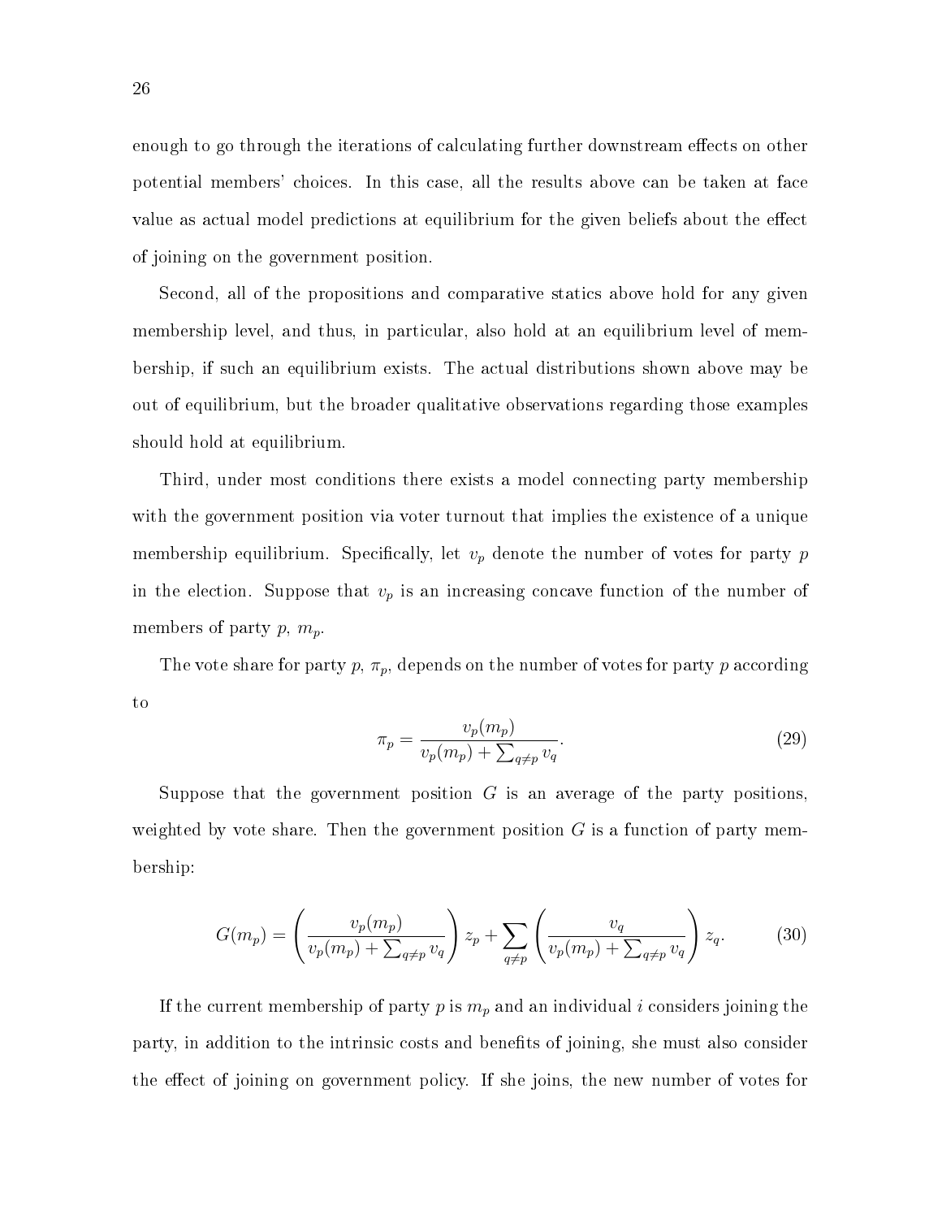enough to go through the iterations of calculating further downstream effects on other potential members' choices. In this case, all the results above can be taken at face value as actual model predictions at equilibrium for the given beliefs about the effect of joining on the government position.

Second, all of the propositions and comparative statics above hold for any given membership level, and thus, in particular, also hold at an equilibrium level of membership, if such an equilibrium exists. The actual distributions shown above may be out of equilibrium, but the broader qualitative observations regarding those examples should hold at equilibrium.

Third, under most conditions there exists a model connecting party membership with the government position via voter turnout that implies the existence of a unique membership equilibrium. Specifically, let $v_p$ denote the number of votes for party $p$ in the election. Suppose that $v_p$ is an increasing concave function of the number of members of party $p$, $m_p$.

The vote share for party $p$, $\pi_p$, depends on the number of votes for party $p$ according to

$$\pi_p = \frac{v_p(m_p)}{v_p(m_p) + \sum_{q \neq p} v_q}. \tag{29}$$

Suppose that the government position $G$ is an average of the party positions, weighted by vote share. Then the government position $G$ is a function of party membership:

$$G(m_p) = \left( \frac{v_p(m_p)}{v_p(m_p) + \sum_{q \neq p} v_q} \right) z_p + \sum_{q \neq p} \left( \frac{v_q}{v_p(m_p) + \sum_{q \neq p} v_q} \right) z_q. \tag{30}$$

If the current membership of party $p$ is $m_p$ and an individual $i$ considers joining the party, in addition to the intrinsic costs and benefits of joining, she must also consider the effect of joining on government policy. If she joins, the new number of votes for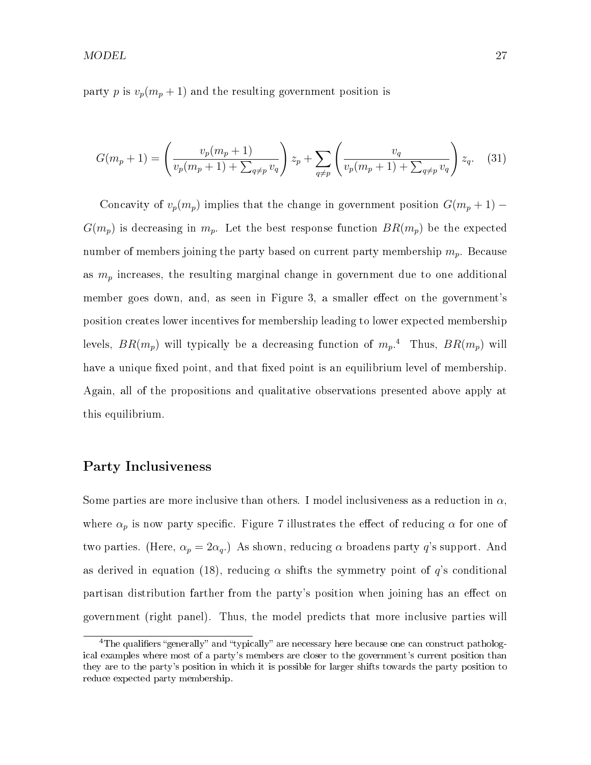party $p$ is $v_p(m_p + 1)$ and the resulting government position is

$$G(m_p + 1) = \left( \frac{v_p(m_p + 1)}{v_p(m_p + 1) + \sum_{q \neq p} v_q} \right) z_p + \sum_{q \neq p} \left( \frac{v_q}{v_p(m_p + 1) + \sum_{q \neq p} v_q} \right) z_q. \quad (31)$$

Concavity of $v_p(m_p)$ implies that the change in government position $G(m_p + 1) - G(m_p)$ is decreasing in $m_p$. Let the best response function $BR(m_p)$ be the expected number of members joining the party based on current party membership $m_p$. Because as $m_p$ increases, the resulting marginal change in government due to one additional member goes down, and, as seen in Figure 3, a smaller effect on the government's position creates lower incentives for membership leading to lower expected membership levels, $BR(m_p)$ will typically be a decreasing function of $m_p$.[4] Thus, $BR(m_p)$ will have a unique fixed point, and that fixed point is an equilibrium level of membership. Again, all of the propositions and qualitative observations presented above apply at this equilibrium.

## Party Inclusiveness

Some parties are more inclusive than others. I model inclusiveness as a reduction in $\alpha$, where $\alpha_p$ is now party specific. Figure 7 illustrates the effect of reducing $\alpha$ for one of two parties. (Here, $\alpha_p = 2\alpha_q$.) As shown, reducing $\alpha$ broadens party $q$'s support. And as derived in equation (18), reducing $\alpha$ shifts the symmetry point of $q$'s conditional partisan distribution farther from the party's position when joining has an effect on government (right panel). Thus, the model predicts that more inclusive parties will

[4] The qualifiers "generally" and "typically" are necessary here because one can construct pathological examples where most of a party's members are closer to the government's current position than they are to the party's position in which it is possible for larger shifts towards the party position to reduce expected party membership.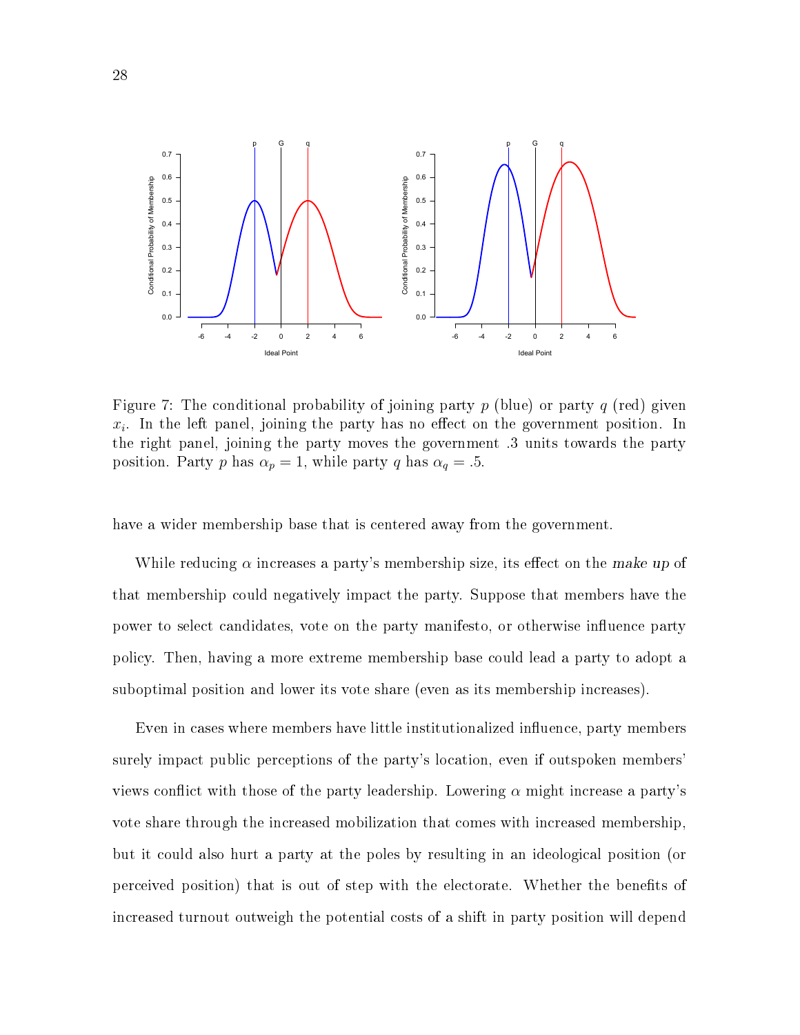Figure 7: The conditional probability of joining party $p$ (blue) or party $q$ (red) given $x_i$. In the left panel, joining the party has no effect on the government position. In the right panel, joining the party moves the government .3 units towards the party position. Party $p$ has $\alpha_p = 1$, while party $q$ has $\alpha_q = .5$.

have a wider membership base that is centered away from the government.

While reducing $\alpha$ increases a party's membership size, its effect on the *make up* of that membership could negatively impact the party. Suppose that members have the power to select candidates, vote on the party manifesto, or otherwise influence party policy. Then, having a more extreme membership base could lead a party to adopt a suboptimal position and lower its vote share (even as its membership increases).

Even in cases where members have little institutionalized influence, party members surely impact public perceptions of the party's location, even if outspoken members' views conflict with those of the party leadership. Lowering $\alpha$ might increase a party's vote share through the increased mobilization that comes with increased membership, but it could also hurt a party at the poles by resulting in an ideological position (or perceived position) that is out of step with the electorate. Whether the benefits of increased turnout outweigh the potential costs of a shift in party position will depend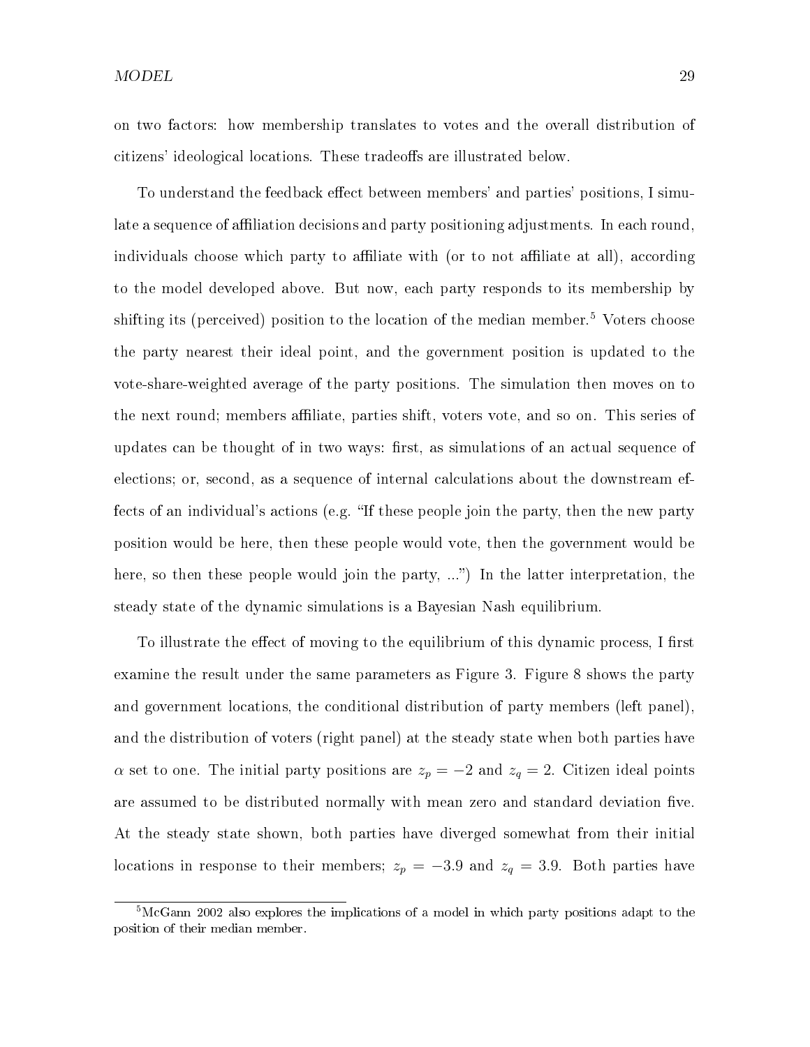on two factors: how membership translates to votes and the overall distribution of citizens' ideological locations. These tradeoffs are illustrated below.

To understand the feedback effect between members' and parties' positions, I simulate a sequence of affiliation decisions and party positioning adjustments. In each round, individuals choose which party to affiliate with (or to not affiliate at all), according to the model developed above. But now, each party responds to its membership by shifting its (perceived) position to the location of the median member.[5] Voters choose the party nearest their ideal point, and the government position is updated to the vote-share-weighted average of the party positions. The simulation then moves on to the next round; members affiliate, parties shift, voters vote, and so on. This series of updates can be thought of in two ways: first, as simulations of an actual sequence of elections; or, second, as a sequence of internal calculations about the downstream effects of an individual's actions (e.g. "If these people join the party, then the new party position would be here, then these people would vote, then the government would be here, so then these people would join the party, ...") In the latter interpretation, the steady state of the dynamic simulations is a Bayesian Nash equilibrium.

To illustrate the effect of moving to the equilibrium of this dynamic process, I first examine the result under the same parameters as Figure 3. Figure 8 shows the party and government locations, the conditional distribution of party members (left panel), and the distribution of voters (right panel) at the steady state when both parties have $\alpha$ set to one. The initial party positions are $z_p = -2$ and $z_q = 2$. Citizen ideal points are assumed to be distributed normally with mean zero and standard deviation five. At the steady state shown, both parties have diverged somewhat from their initial locations in response to their members; $z_p = -3.9$ and $z_q = 3.9$. Both parties have

[5] McGann 2002 also explores the implications of a model in which party positions adapt to the position of their median member.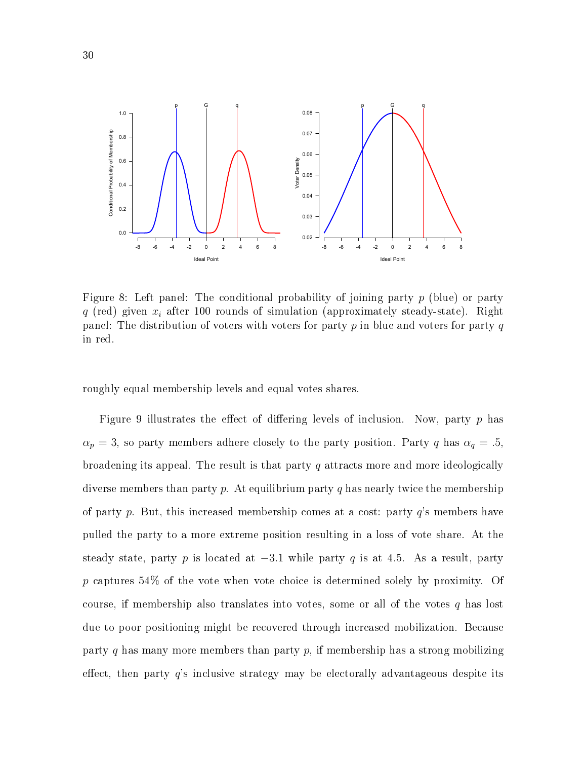Figure 8: Left panel: The conditional probability of joining party $p$ (blue) or party $q$ (red) given $x_i$ after 100 rounds of simulation (approximately steady-state). Right panel: The distribution of voters with voters for party $p$ in blue and voters for party $q$ in red.

roughly equal membership levels and equal votes shares.

Figure 9 illustrates the effect of differing levels of inclusion. Now, party $p$ has $\alpha_p = 3$, so party members adhere closely to the party position. Party $q$ has $\alpha_q = .5$, broadening its appeal. The result is that party $q$ attracts more and more ideologically diverse members than party $p$. At equilibrium party $q$ has nearly twice the membership of party $p$. But, this increased membership comes at a cost: party $q$'s members have pulled the party to a more extreme position resulting in a loss of vote share. At the steady state, party $p$ is located at $-3.1$ while party $q$ is at 4.5. As a result, party $p$ captures 54% of the vote when vote choice is determined solely by proximity. Of course, if membership also translates into votes, some or all of the votes $q$ has lost due to poor positioning might be recovered through increased mobilization. Because party $q$ has many more members than party $p$, if membership has a strong mobilizing effect, then party $q$'s inclusive strategy may be electorally advantageous despite its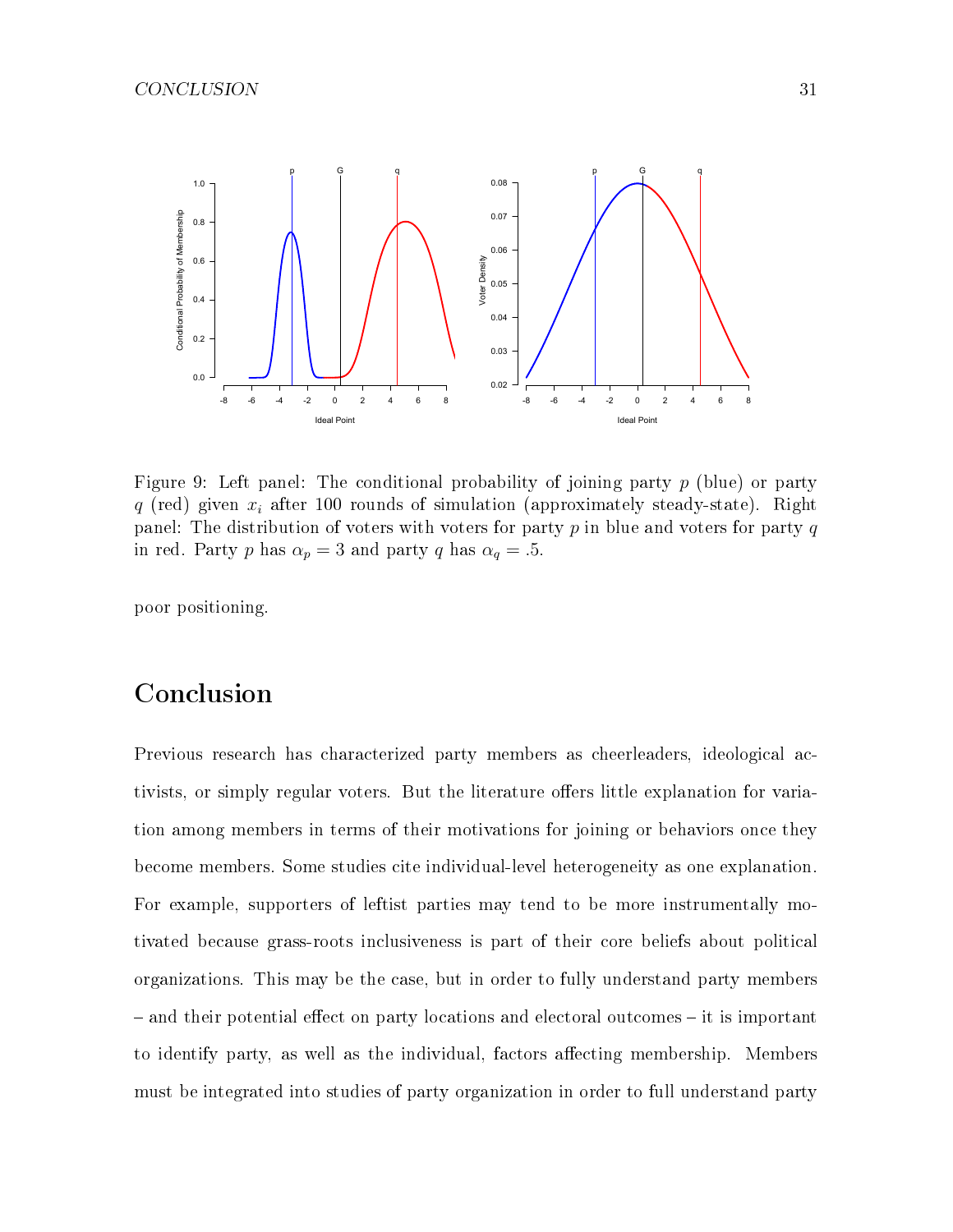Figure 9: Left panel: The conditional probability of joining party $p$ (blue) or party $q$ (red) given $x_i$ after 100 rounds of simulation (approximately steady-state). Right panel: The distribution of voters with voters for party $p$ in blue and voters for party $q$ in red. Party $p$ has $\alpha_p = 3$ and party $q$ has $\alpha_q = .5$.

poor positioning.

## Conclusion

Previous research has characterized party members as cheerleaders, ideological activists, or simply regular voters. But the literature offers little explanation for variation among members in terms of their motivations for joining or behaviors once they become members. Some studies cite individual-level heterogeneity as one explanation. For example, supporters of leftist parties may tend to be more instrumentally motivated because grass-roots inclusiveness is part of their core beliefs about political organizations. This may be the case, but in order to fully understand party members – and their potential effect on party locations and electoral outcomes – it is important to identify party, as well as the individual, factors affecting membership. Members must be integrated into studies of party organization in order to full understand party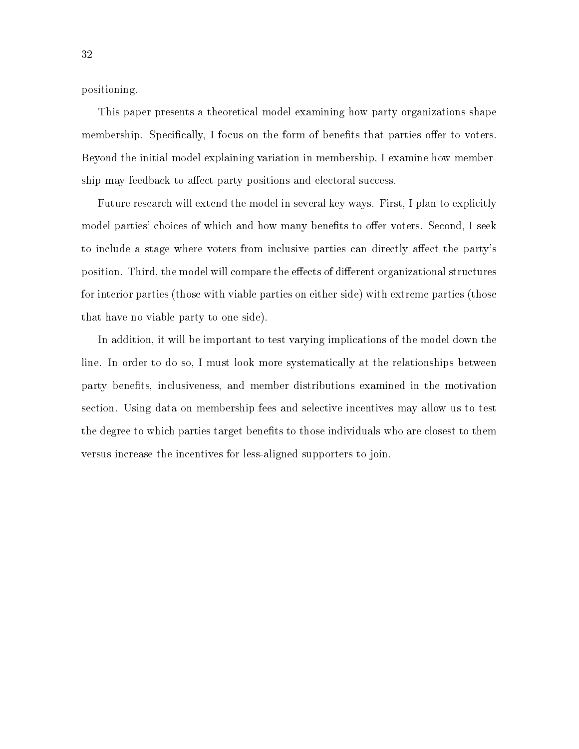positioning.

This paper presents a theoretical model examining how party organizations shape membership. Specifically, I focus on the form of benefits that parties offer to voters. Beyond the initial model explaining variation in membership, I examine how membership may feedback to affect party positions and electoral success.

Future research will extend the model in several key ways. First, I plan to explicitly model parties' choices of which and how many benefits to offer voters. Second, I seek to include a stage where voters from inclusive parties can directly affect the party's position. Third, the model will compare the effects of different organizational structures for interior parties (those with viable parties on either side) with extreme parties (those that have no viable party to one side).

In addition, it will be important to test varying implications of the model down the line. In order to do so, I must look more systematically at the relationships between party benefits, inclusiveness, and member distributions examined in the motivation section. Using data on membership fees and selective incentives may allow us to test the degree to which parties target benefits to those individuals who are closest to them versus increase the incentives for less-aligned supporters to join.